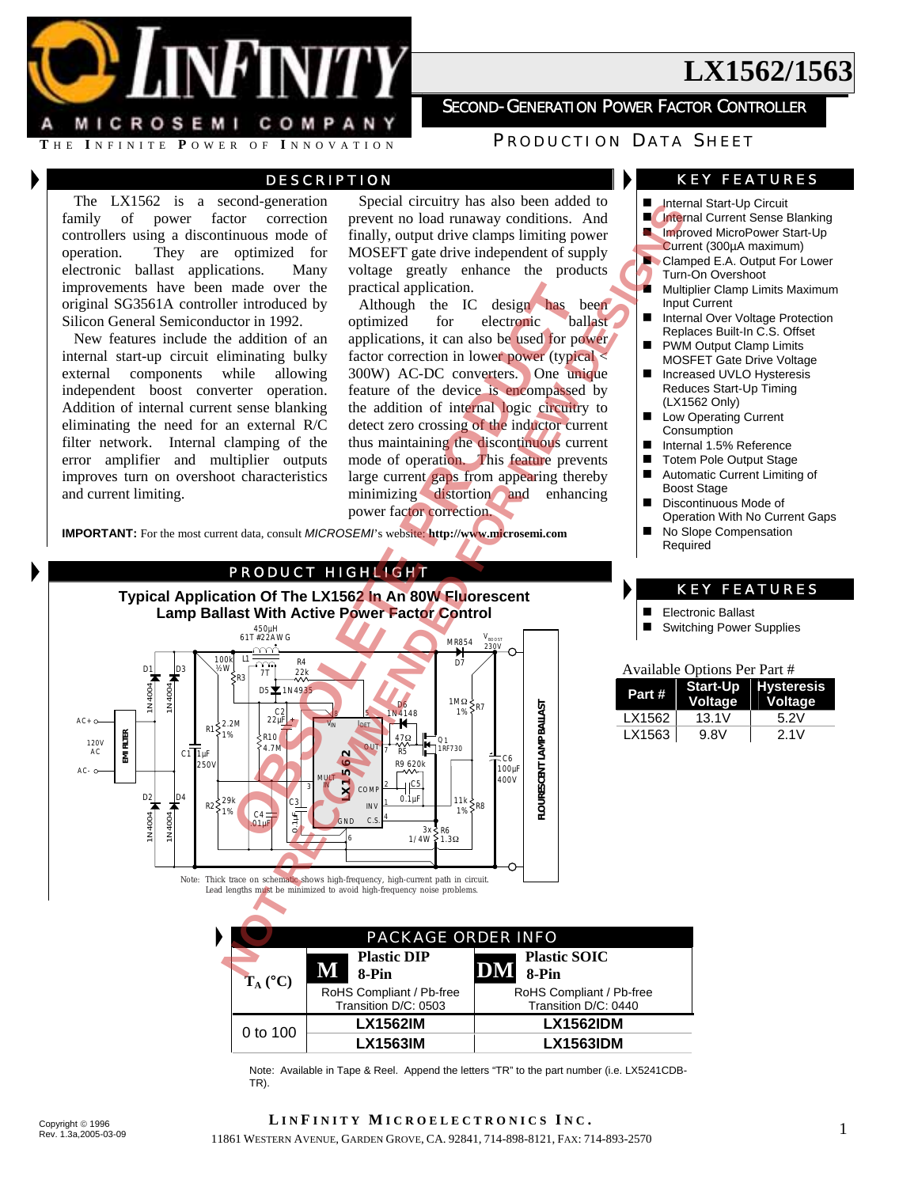# LX1562/1563

## SECOND-GENERATION POWER FACTOR CONTROLLER

PRODUCTION DATA SHEET

LINFINITY — A MICROSEMI COMPANY — THE INFINITE POWER OF INNOVATION

OBSOLETE PRODUCT – NOT RECOMMENDED FOR NEW DESIGNS

## DESCRIPTION

The LX1562 is a second-generation family of power factor correction controllers using a discontinuous mode of operation. They are optimized for electronic ballast applications. Many improvements have been made over the original SG3561A controller introduced by Silicon General Semiconductor in 1992.

New features include the addition of an internal start-up circuit eliminating bulky external components while allowing independent boost converter operation. Addition of internal current sense blanking eliminating the need for an external R/C filter network. Internal clamping of the error amplifier and multiplier outputs improves turn on overshoot characteristics and current limiting.

Special circuitry has also been added to prevent no load runaway conditions. And finally, output drive clamps limiting power MOSEFT gate drive independent of supply voltage greatly enhance the products practical application.

Although the IC design has been optimized for electronic ballast applications, it can also be used for power factor correction in lower power (typical < 300W) AC-DC converters. One unique feature of the device is encompassed by the addition of internal logic circuitry to detect zero crossing of the inductor current thus maintaining the discontinuous current mode of operation. This feature prevents large current gaps from appearing thereby minimizing distortion and enhancing power factor correction.

**IMPORTANT:** For the most current data, consult *MICROSEMI*'s website: **http://www.microsemi.com**

## KEY FEATURES

- Internal Start-Up Circuit
- Internal Current Sense Blanking
- Improved MicroPower Start-Up Current (300µA maximum)
- Clamped E.A. Output For Lower Turn-On Overshoot
- Multiplier Clamp Limits Maximum Input Current
- Internal Over Voltage Protection Replaces Built-In C.S. Offset
- PWM Output Clamp Limits MOSFET Gate Drive Voltage
- Increased UVLO Hysteresis Reduces Start-Up Timing (LX1562 Only)
- Low Operating Current Consumption
- Internal 1.5% Reference
- Totem Pole Output Stage
- Automatic Current Limiting of Boost Stage
- Discontinuous Mode of Operation With No Current Gaps
- No Slope Compensation Required

## APPLICATIONS

- Electronic Ballast
- Switching Power Supplies

Available Options Per Part #

| Part # | Start-Up Voltage | Hysteresis Voltage |
|---|---|---|
| LX1562 | 13.1V | 5.2V |
| LX1563 | 9.8V | 2.1V |

## PRODUCT HIGHLIGHT

**Typical Application Of The LX1562 In An 80W Fluorescent Lamp Ballast With Active Power Factor Control**

Note: Thick trace on schematic shows high-frequency, high-current path in circuit. Lead lengths must be minimized to avoid high-frequency noise problems.

## PACKAGE ORDER INFO

| $T_A$ (°C) | M Plastic DIP 8-Pin<br>RoHS Compliant / Pb-free Transition D/C: 0503 | DM Plastic SOIC 8-Pin<br>RoHS Compliant / Pb-free Transition D/C: 0440 |
|---|---|---|
| 0 to 100 | **LX1562IM** | **LX1562IDM** |
| | **LX1563IM** | **LX1563IDM** |

Note: Available in Tape & Reel. Append the letters "TR" to the part number (i.e. LX5241CDB-TR).

Copyright © 1996
Rev. 1.3a,2005-03-09

**LINFINITY MICROELECTRONICS INC.**
11861 WESTERN AVENUE, GARDEN GROVE, CA. 92841, 714-898-8121, FAX: 714-893-2570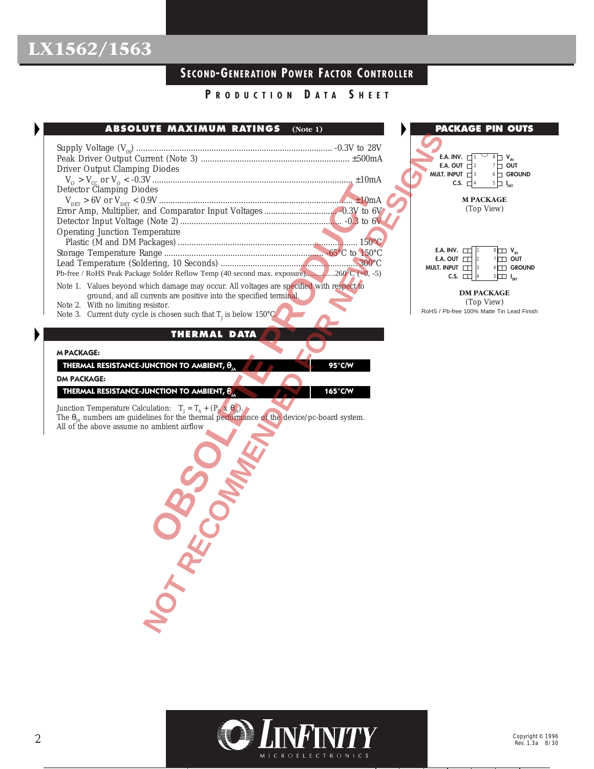## ABSOLUTE MAXIMUM RATINGS (Note 1)

Supply Voltage ($V_{IN}$) .................................................................................. -0.3V to 28V
Peak Driver Output Current (Note 3) ................................................................ ±500mA
Driver Output Clamping Diodes
$V_O > V_{CC}$ or $V_O < -0.3V$ ................................................................................ ±10mA
Detector Clamping Diodes
$V_{DET} > 6V$ or $V_{DET} < 0.9V$ ................................................................................ ±10mA
Error Amp, Multiplier, and Comparator Input Voltages ............................... -0.3V to 6V
Detector Input Voltage (Note 2) ........................................................................ -0.3 to 6V
Operating Junction Temperature
Plastic (M and DM Packages) ................................................................................ 150°C
Storage Temperature Range .................................................................... -65°C to 150°C
Lead Temperature (Soldering, 10 Seconds) ............................................................ 300°C
Pb-free / RoHS Peak Package Solder Reflow Temp (40 second max. exposure)..............260°C (+0, -5)

Note 1. Values beyond which damage may occur. All voltages are specified with respect to ground, and all currents are positive into the specified terminal.
Note 2. With no limiting resistor.
Note 3. Current duty cycle is chosen such that $T_J$ is below 150°C.

## THERMAL DATA

**M PACKAGE:**

| THERMAL RESISTANCE-JUNCTION TO AMBIENT, $\theta_{JA}$ | 95°C/W |
|---|---|

**DM PACKAGE:**

| THERMAL RESISTANCE-JUNCTION TO AMBIENT, $\theta_{JA}$ | 165°C/W |
|---|---|

Junction Temperature Calculation: $T_J = T_A + (P_D \times \theta_{JA})$.
The $\theta_{JA}$ numbers are guidelines for the thermal performance of the device/pc-board system.
All of the above assume no ambient airflow

## PACKAGE PIN OUTS

| Pin | Name | Pin | Name |
|---|---|---|---|
| 1 | E.A. INV. | 8 | $V_{IN}$ |
| 2 | E.A. OUT | 7 | OUT |
| 3 | MULT. INPUT | 6 | GROUND |
| 4 | C.S. | 5 | $I_{DET}$ |

**M PACKAGE**
(Top View)

| Pin | Name | Pin | Name |
|---|---|---|---|
| 1 | E.A. INV. | 8 | $V_{IN}$ |
| 2 | E.A. OUT | 7 | OUT |
| 3 | MULT. INPUT | 6 | GROUND |
| 4 | C.S. | 5 | $I_{DET}$ |

**DM PACKAGE**
(Top View)
RoHS / Pb-free 100% Matte Tin Lead Finish

OBSOLETE PRODUCT
NOT RECOMMENDED FOR NEW DESIGNS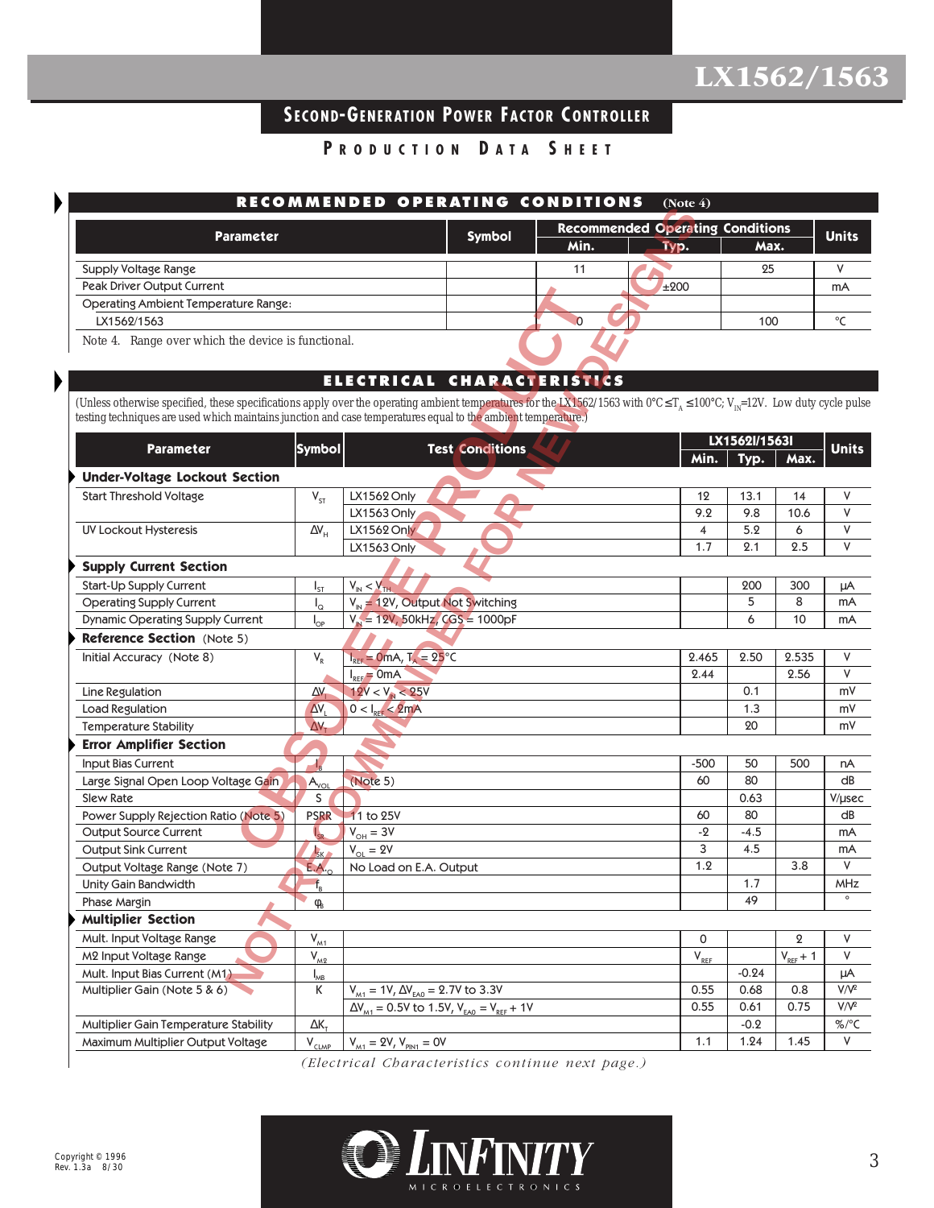# LX1562/1563

## Second-Generation Power Factor Controller

### Production Data Sheet

## RECOMMENDED OPERATING CONDITIONS (Note 4)

| Parameter | Symbol | Recommended Operating Conditions | | | Units |
|---|---|---|---|---|---|
| | | Min. | Typ. | Max. | |
| Supply Voltage Range | | 11 | | 25 | V |
| Peak Driver Output Current | | | ±200 | | mA |
| Operating Ambient Temperature Range: | | | | | |
| LX1562/1563 | | 0 | | 100 | °C |

Note 4. Range over which the device is functional.

## ELECTRICAL CHARACTERISTICS

(Unless otherwise specified, these specifications apply over the operating ambient temperatures for the LX1562/1563 with $0°C \leq T_A \leq 100°C$; $V_{IN}$=12V. Low duty cycle pulse testing techniques are used which maintains junction and case temperatures equal to the ambient temperature.)

| Parameter | Symbol | Test Conditions | LX1562I/1563I | | | Units |
|---|---|---|---|---|---|---|
| | | | Min. | Typ. | Max. | |
| **Under-Voltage Lockout Section** | | | | | | |
| Start Threshold Voltage | $V_{ST}$ | LX1562 Only | 12 | 13.1 | 14 | V |
| | | LX1563 Only | 9.2 | 9.8 | 10.6 | V |
| UV Lockout Hysteresis | $\Delta V_H$ | LX1562 Only | 4 | 5.2 | 6 | V |
| | | LX1563 Only | 1.7 | 2.1 | 2.5 | V |
| **Supply Current Section** | | | | | | |
| Start-Up Supply Current | $I_{ST}$ | $V_{IN} < V_{TH}$ | | 200 | 300 | µA |
| Operating Supply Current | $I_Q$ | $V_{IN}$ = 12V, Output Not Switching | | 5 | 8 | mA |
| Dynamic Operating Supply Current | $I_{OP}$ | $V_{IN}$ = 12V, 50kHz, CGS = 1000pF | | 6 | 10 | mA |
| **Reference Section** (Note 5) | | | | | | |
| Initial Accuracy (Note 8) | $V_R$ | $I_{REF}$ = 0mA, $T_A$ = 25°C | 2.465 | 2.50 | 2.535 | V |
| | | $I_{REF}$ = 0mA | 2.44 | | 2.56 | V |
| Line Regulation | $\Delta V_I$ | 12V < $V_{IN}$ < 25V | | 0.1 | | mV |
| Load Regulation | $\Delta V_L$ | 0 < $I_{REF}$ < 2mA | | 1.3 | | mV |
| Temperature Stability | $\Delta V_T$ | | | 20 | | mV |
| **Error Amplifier Section** | | | | | | |
| Input Bias Current | $I_B$ | | -500 | 50 | 500 | nA |
| Large Signal Open Loop Voltage Gain | $A_{VOL}$ | (Note 5) | 60 | 80 | | dB |
| Slew Rate | S | | | 0.63 | | V/µsec |
| Power Supply Rejection Ratio (Note 5) | PSRR | 11 to 25V | 60 | 80 | | dB |
| Output Source Current | $I_{SR}$ | $V_{OH}$ = 3V | -2 | -4.5 | | mA |
| Output Sink Current | $I_{SK}$ | $V_{OL}$ = 2V | 3 | 4.5 | | mA |
| Output Voltage Range (Note 7) | $E.A._O$ | No Load on E.A. Output | 1.2 | | 3.8 | V |
| Unity Gain Bandwidth | $f_B$ | | | 1.7 | | MHz |
| Phase Margin | $\varphi_B$ | | | 49 | | ° |
| **Multiplier Section** | | | | | | |
| Mult. Input Voltage Range | $V_{M1}$ | | 0 | | 2 | V |
| M2 Input Voltage Range | $V_{M2}$ | | $V_{REF}$ | | $V_{REF}$ + 1 | V |
| Mult. Input Bias Current (M1) | $I_{MB}$ | | | -0.24 | | µA |
| Multiplier Gain (Note 5 & 6) | K | $V_{M1}$ = 1V, $\Delta V_{EAO}$ = 2.7V to 3.3V | 0.55 | 0.68 | 0.8 | V/V² |
| | | $\Delta V_{M1}$ = 0.5V to 1.5V, $V_{EAO}$ = $V_{REF}$ + 1V | 0.55 | 0.61 | 0.75 | V/V² |
| Multiplier Gain Temperature Stability | $\Delta K_T$ | | | -0.2 | | %/°C |
| Maximum Multiplier Output Voltage | $V_{CLMP}$ | $V_{M1}$ = 2V, $V_{PIN1}$ = 0V | 1.1 | 1.24 | 1.45 | V |

*(Electrical Characteristics continue next page.)*

Copyright © 1996
Rev. 1.3a 8/30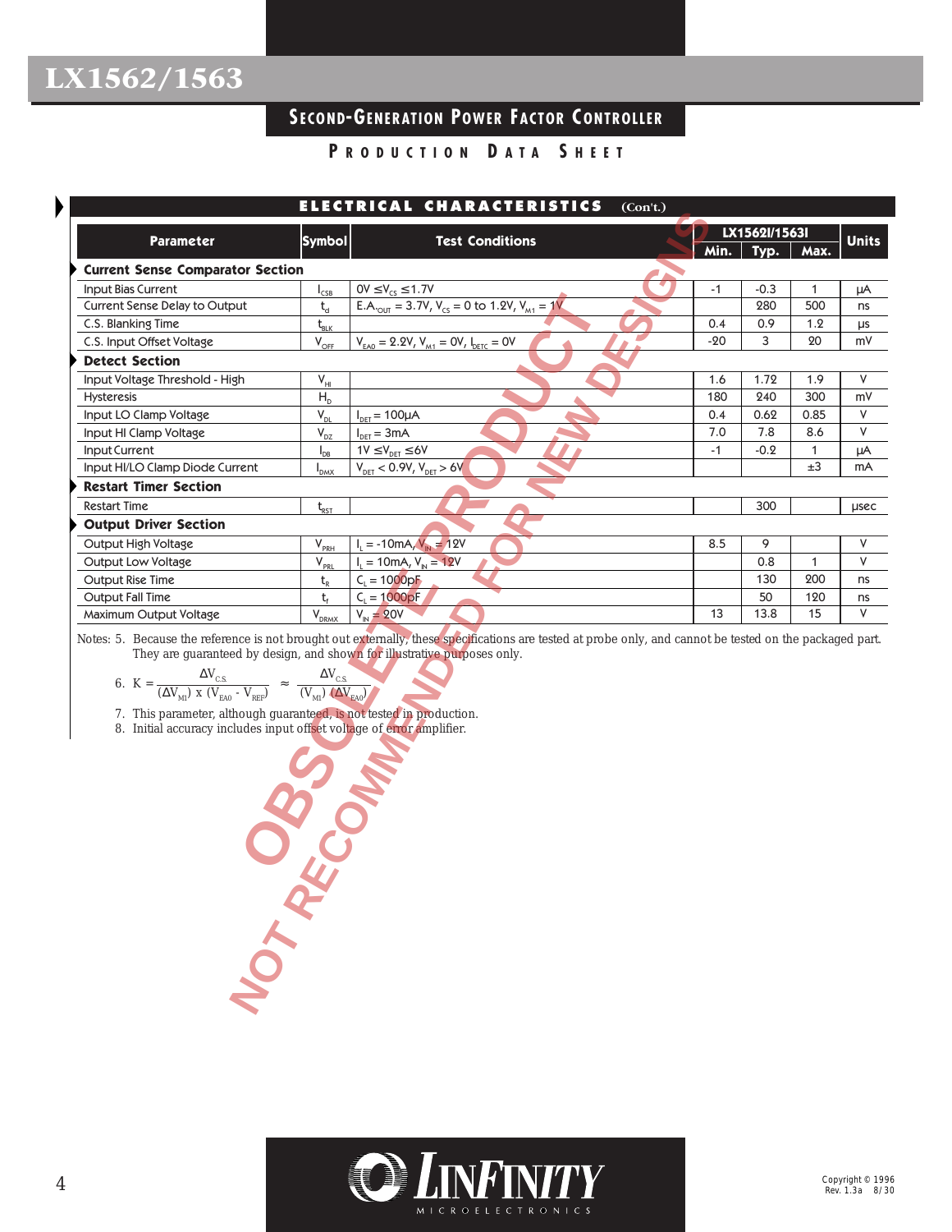## ELECTRICAL CHARACTERISTICS (Con't.)

| Parameter | Symbol | Test Conditions | LX1562I/1563I Min. | Typ. | Max. | Units |
|---|---|---|---|---|---|---|
| **Current Sense Comparator Section** | | | | | | |
| Input Bias Current | $I_{CSB}$ | $0V \leq V_{CS} \leq 1.7V$ | -1 | -0.3 | 1 | µA |
| Current Sense Delay to Output | $t_d$ | $E.A._{OUT} = 3.7V$, $V_{CS} = 0$ to $1.2V$, $V_{M1} = 1V$ | | 280 | 500 | ns |
| C.S. Blanking Time | $t_{BLK}$ | | 0.4 | 0.9 | 1.2 | µs |
| C.S. Input Offset Voltage | $V_{OFF}$ | $V_{EAO} = 2.2V$, $V_{M1} = 0V$, $I_{DETC} = 0V$ | -20 | 3 | 20 | mV |
| **Detect Section** | | | | | | |
| Input Voltage Threshold - High | $V_{HI}$ | | 1.6 | 1.72 | 1.9 | V |
| Hysteresis | $H_D$ | | 180 | 240 | 300 | mV |
| Input LO Clamp Voltage | $V_{DL}$ | $I_{DET} = 100µA$ | 0.4 | 0.62 | 0.85 | V |
| Input HI Clamp Voltage | $V_{DZ}$ | $I_{DET} = 3mA$ | 7.0 | 7.8 | 8.6 | V |
| Input Current | $I_{DB}$ | $1V \leq V_{DET} \leq 6V$ | -1 | -0.2 | 1 | µA |
| Input HI/LO Clamp Diode Current | $I_{DMX}$ | $V_{DET} < 0.9V$, $V_{DET} > 6V$ | | | ±3 | mA |
| **Restart Timer Section** | | | | | | |
| Restart Time | $t_{RST}$ | | | 300 | | µsec |
| **Output Driver Section** | | | | | | |
| Output High Voltage | $V_{PRH}$ | $I_L = -10mA$, $V_{IN} = 12V$ | 8.5 | 9 | | V |
| Output Low Voltage | $V_{PRL}$ | $I_L = 10mA$, $V_{IN} = 12V$ | | 0.8 | 1 | V |
| Output Rise Time | $t_R$ | $C_L = 1000pF$ | | 130 | 200 | ns |
| Output Fall Time | $t_f$ | $C_L = 1000pF$ | | 50 | 120 | ns |
| Maximum Output Voltage | $V_{DRMX}$ | $V_{IN} = 20V$ | 13 | 13.8 | 15 | V |

Notes: 5. Because the reference is not brought out externally, these specifications are tested at probe only, and cannot be tested on the packaged part. They are guaranteed by design, and shown for illustrative purposes only.

6. $K = \dfrac{\Delta V_{C.S.}}{(\Delta V_{M1}) \times (V_{EA0} - V_{REF})} \approx \dfrac{\Delta V_{C.S.}}{(V_{M1})\ (\Delta V_{EA0})}$

7. This parameter, although guaranteed, is not tested in production.

8. Initial accuracy includes input offset voltage of error amplifier.

OBSOLETE PRODUCT — NOT RECOMMENDED FOR NEW DESIGNS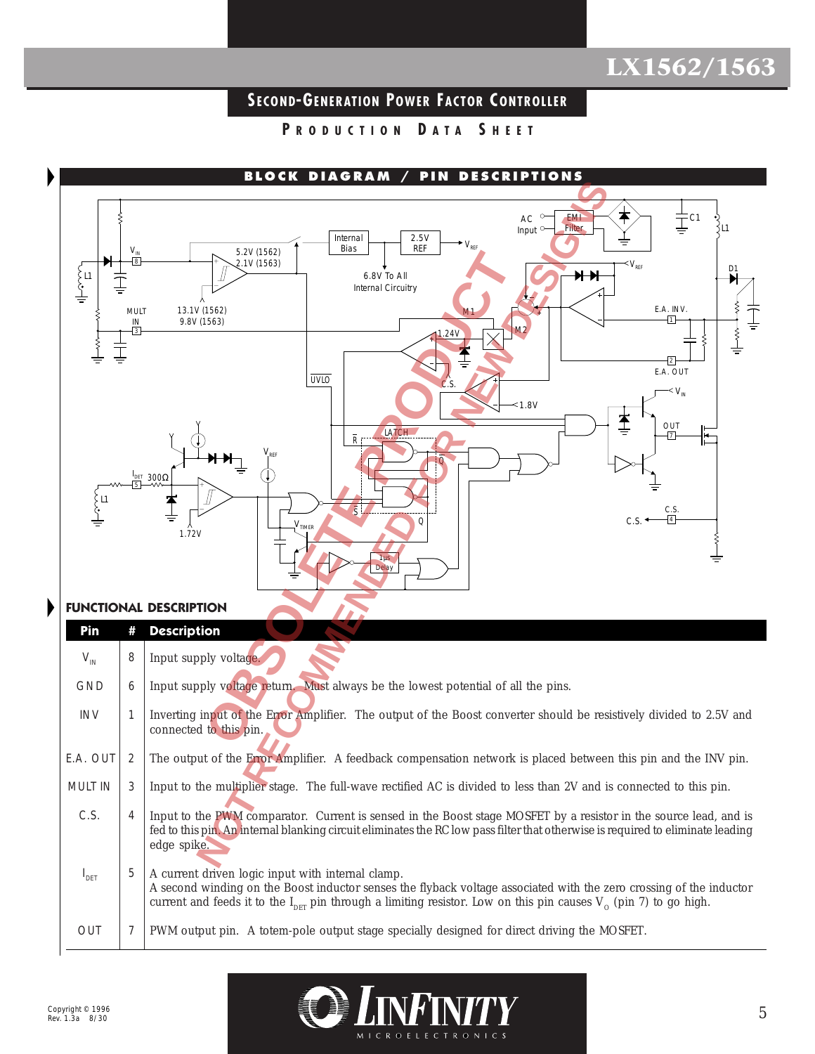## SECOND-GENERATION POWER FACTOR CONTROLLER

### PRODUCTION DATA SHEET

## BLOCK DIAGRAM / PIN DESCRIPTIONS

OBSOLETE PRODUCT
NOT RECOMMENDED FOR NEW DESIGNS

## FUNCTIONAL DESCRIPTION

| Pin | # | Description |
|---|---|---|
| $V_{IN}$ | 8 | Input supply voltage. |
| GND | 6 | Input supply voltage return. Must always be the lowest potential of all the pins. |
| INV | 1 | Inverting input of the Error Amplifier. The output of the Boost converter should be resistively divided to 2.5V and connected to this pin. |
| E.A. OUT | 2 | The output of the Error Amplifier. A feedback compensation network is placed between this pin and the INV pin. |
| MULT IN | 3 | Input to the multiplier stage. The full-wave rectified AC is divided to less than 2V and is connected to this pin. |
| C.S. | 4 | Input to the PWM comparator. Current is sensed in the Boost stage MOSFET by a resistor in the source lead, and is fed to this pin. An internal blanking circuit eliminates the RC low pass filter that otherwise is required to eliminate leading edge spike. |
| $I_{DET}$ | 5 | A current driven logic input with internal clamp. A second winding on the Boost inductor senses the flyback voltage associated with the zero crossing of the inductor current and feeds it to the $I_{DET}$ pin through a limiting resistor. Low on this pin causes $V_O$ (pin 7) to go high. |
| OUT | 7 | PWM output pin. A totem-pole output stage specially designed for direct driving the MOSFET. |

Copyright © 1996
Rev. 1.3a 8/30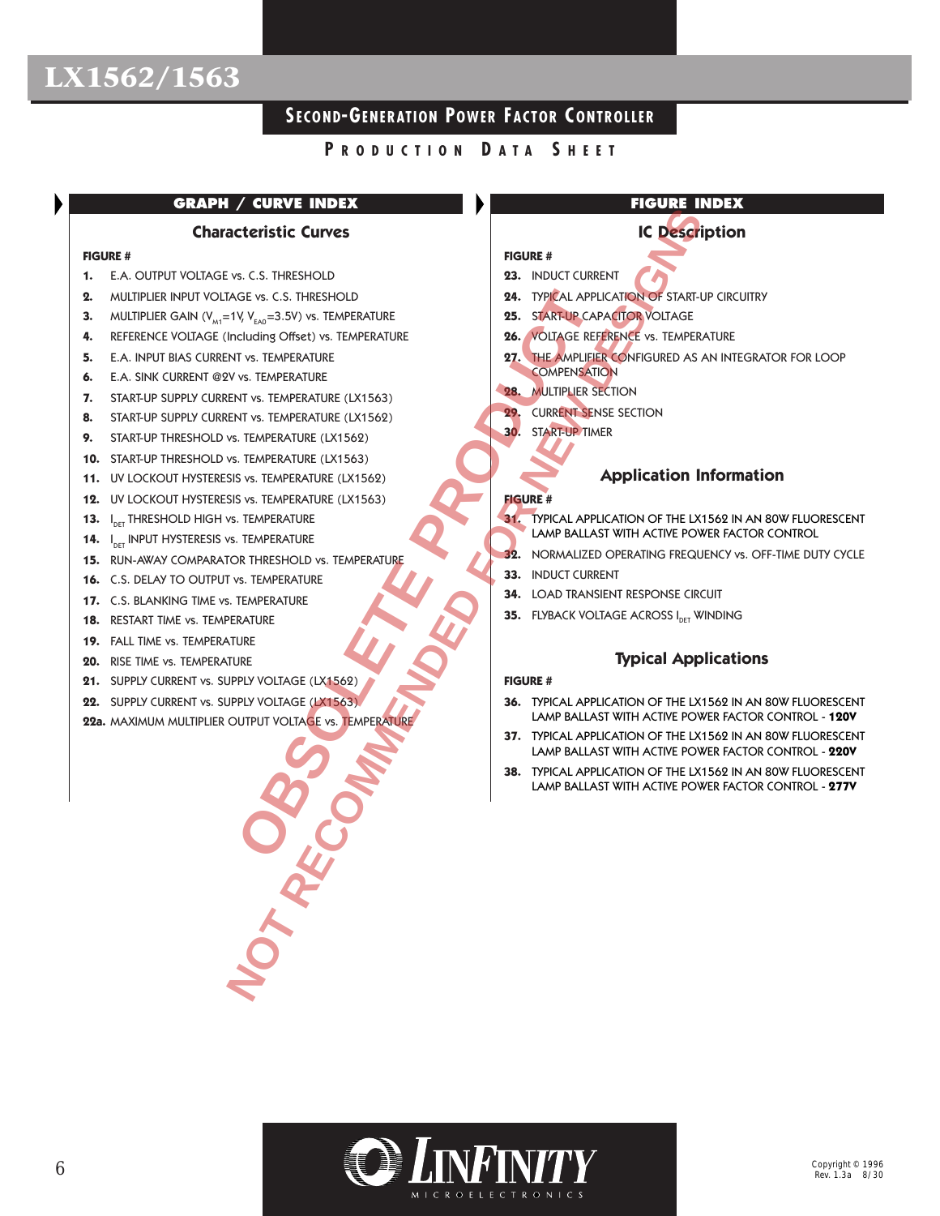## SECOND-GENERATION POWER FACTOR CONTROLLER

### PRODUCTION DATA SHEET

OBSOLETE PRODUCT - NOT RECOMMENDED FOR NEW DESIGNS

## GRAPH / CURVE INDEX

### Characteristic Curves

**FIGURE #**

1. E.A. OUTPUT VOLTAGE vs. C.S. THRESHOLD
2. MULTIPLIER INPUT VOLTAGE vs. C.S. THRESHOLD
3. MULTIPLIER GAIN ($V_{M1}$=1V, $V_{EA0}$=3.5V) vs. TEMPERATURE
4. REFERENCE VOLTAGE (Including Offset) vs. TEMPERATURE
5. E.A. INPUT BIAS CURRENT vs. TEMPERATURE
6. E.A. SINK CURRENT @2V vs. TEMPERATURE
7. START-UP SUPPLY CURRENT vs. TEMPERATURE (LX1563)
8. START-UP SUPPLY CURRENT vs. TEMPERATURE (LX1562)
9. START-UP THRESHOLD vs. TEMPERATURE (LX1562)
10. START-UP THRESHOLD vs. TEMPERATURE (LX1563)
11. UV LOCKOUT HYSTERESIS vs. TEMPERATURE (LX1562)
12. UV LOCKOUT HYSTERESIS vs. TEMPERATURE (LX1563)
13. $I_{DET}$ THRESHOLD HIGH vs. TEMPERATURE
14. $I_{DET}$ INPUT HYSTERESIS vs. TEMPERATURE
15. RUN-AWAY COMPARATOR THRESHOLD vs. TEMPERATURE
16. C.S. DELAY TO OUTPUT vs. TEMPERATURE
17. C.S. BLANKING TIME vs. TEMPERATURE
18. RESTART TIME vs. TEMPERATURE
19. FALL TIME vs. TEMPERATURE
20. RISE TIME vs. TEMPERATURE
21. SUPPLY CURRENT vs. SUPPLY VOLTAGE (LX1562)
22. SUPPLY CURRENT vs. SUPPLY VOLTAGE (LX1563)

**22a.** MAXIMUM MULTIPLIER OUTPUT VOLTAGE vs. TEMPERATURE

## FIGURE INDEX

### IC Description

**FIGURE #**

23. INDUCT CURRENT
24. TYPICAL APPLICATION OF START-UP CIRCUITRY
25. START-UP CAPACITOR VOLTAGE
26. VOLTAGE REFERENCE vs. TEMPERATURE
27. THE AMPLIFIER CONFIGURED AS AN INTEGRATOR FOR LOOP COMPENSATION
28. MULTIPLIER SECTION
29. CURRENT SENSE SECTION
30. START-UP TIMER

### Application Information

**FIGURE #**

31. TYPICAL APPLICATION OF THE LX1562 IN AN 80W FLUORESCENT LAMP BALLAST WITH ACTIVE POWER FACTOR CONTROL
32. NORMALIZED OPERATING FREQUENCY vs. OFF-TIME DUTY CYCLE
33. INDUCT CURRENT
34. LOAD TRANSIENT RESPONSE CIRCUIT
35. FLYBACK VOLTAGE ACROSS $I_{DET}$ WINDING

### Typical Applications

**FIGURE #**

36. TYPICAL APPLICATION OF THE LX1562 IN AN 80W FLUORESCENT LAMP BALLAST WITH ACTIVE POWER FACTOR CONTROL - **120V**
37. TYPICAL APPLICATION OF THE LX1562 IN AN 80W FLUORESCENT LAMP BALLAST WITH ACTIVE POWER FACTOR CONTROL - **220V**
38. TYPICAL APPLICATION OF THE LX1562 IN AN 80W FLUORESCENT LAMP BALLAST WITH ACTIVE POWER FACTOR CONTROL - **277V**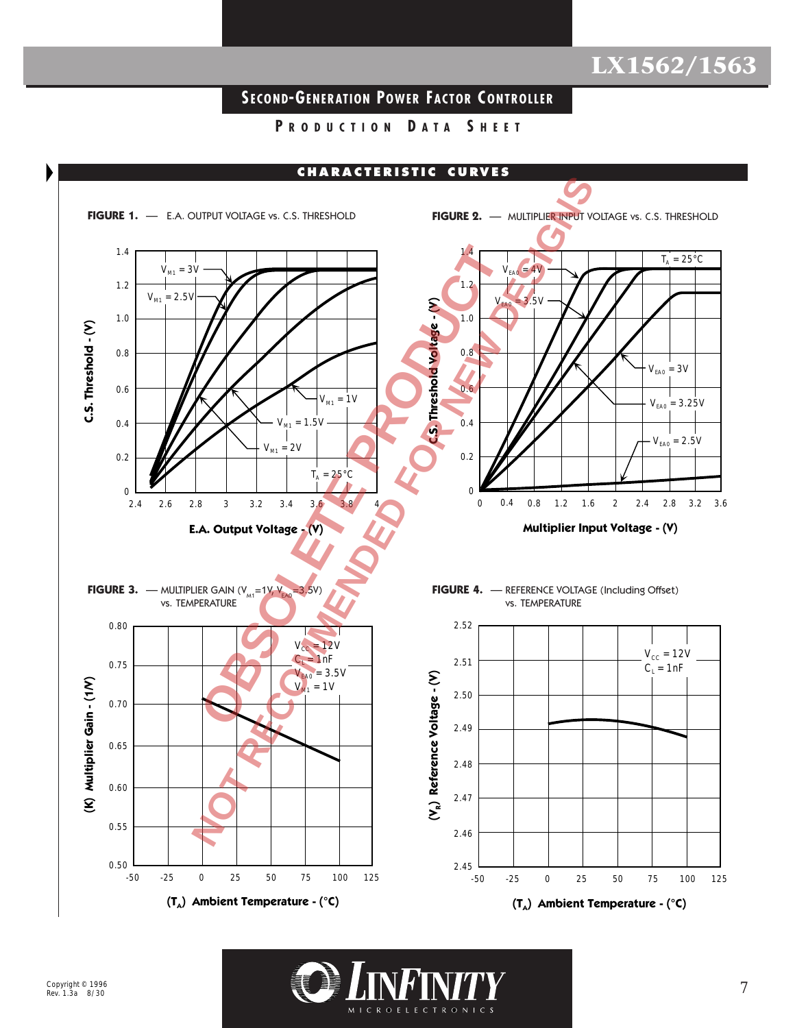## SECOND-GENERATION POWER FACTOR CONTROLLER

**PRODUCTION DATA SHEET**

### CHARACTERISTIC CURVES

**FIGURE 1.** — E.A. OUTPUT VOLTAGE vs. C.S. THRESHOLD

**FIGURE 2.** — MULTIPLIER INPUT VOLTAGE vs. C.S. THRESHOLD

**FIGURE 3.** — MULTIPLIER GAIN ($V_{M1}$=1V, $V_{EAO}$=3.5V) vs. TEMPERATURE

**FIGURE 4.** — REFERENCE VOLTAGE (Including Offset) vs. TEMPERATURE

OBSOLETE PRODUCT NOT RECOMMENDED FOR NEW DESIGNS

Copyright © 1996
Rev. 1.3a 8/30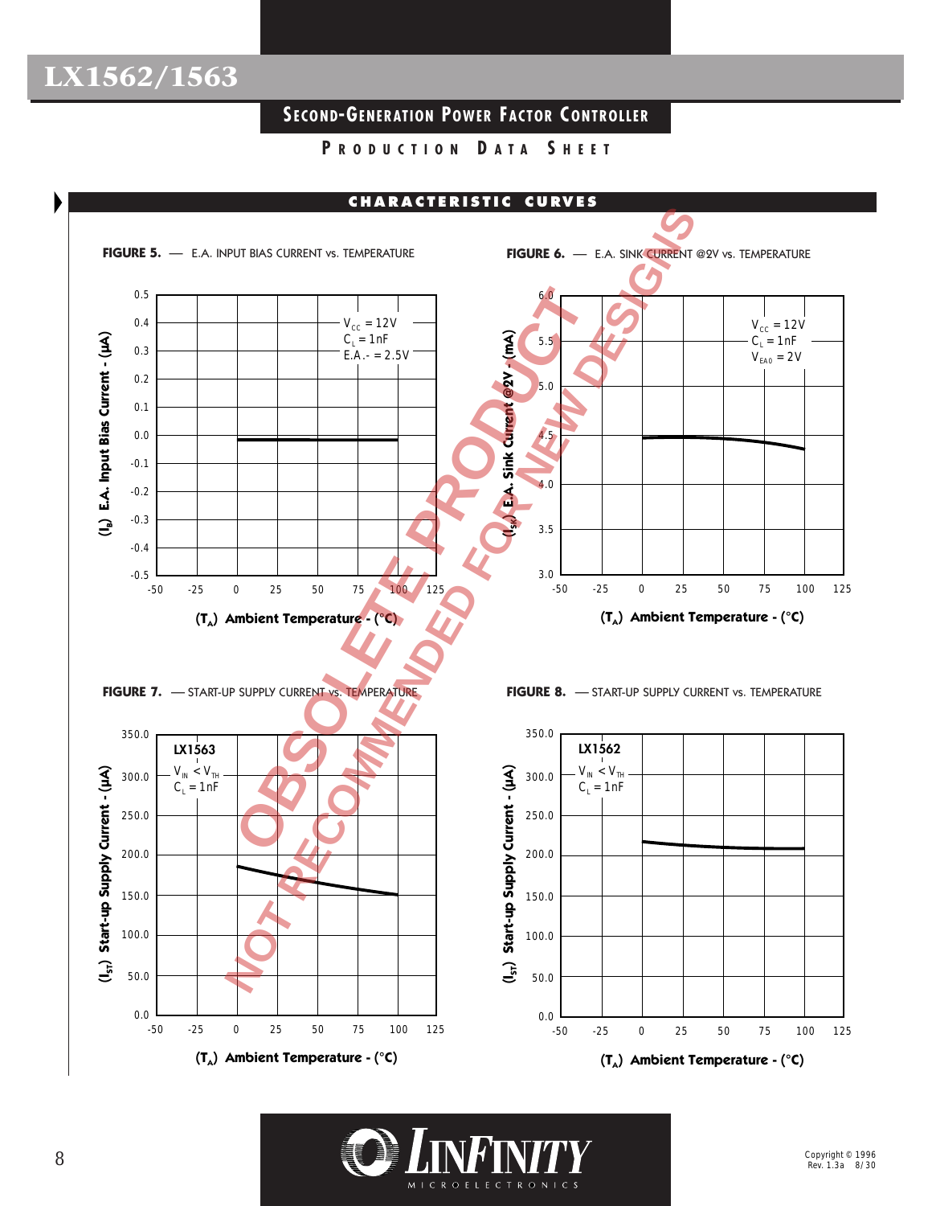## CHARACTERISTIC CURVES

OBSOLETE PRODUCT
NOT RECOMMENDED FOR NEW DESIGNS

**FIGURE 5.** — E.A. INPUT BIAS CURRENT vs. TEMPERATURE

$V_{CC}$ = 12V
$C_L$ = 1nF
E.A.- = 2.5V

($I_B$) E.A. Input Bias Current - (µA)

($T_A$) Ambient Temperature - (°C)

**FIGURE 6.** — E.A. SINK CURRENT @2V vs. TEMPERATURE

$V_{CC}$ = 12V
$C_L$ = 1nF
$V_{EAO}$ = 2V

($I_{SK}$) E.A. Sink Current @2V - (mA)

($T_A$) Ambient Temperature - (°C)

**FIGURE 7.** — START-UP SUPPLY CURRENT vs. TEMPERATURE

LX1563
$V_{IN} < V_{TH}$
$C_L$ = 1nF

($I_{ST}$) Start-up Supply Current - (µA)

($T_A$) Ambient Temperature - (°C)

**FIGURE 8.** — START-UP SUPPLY CURRENT vs. TEMPERATURE

LX1562
$V_{IN} < V_{TH}$
$C_L$ = 1nF

($I_{ST}$) Start-up Supply Current - (µA)

($T_A$) Ambient Temperature - (°C)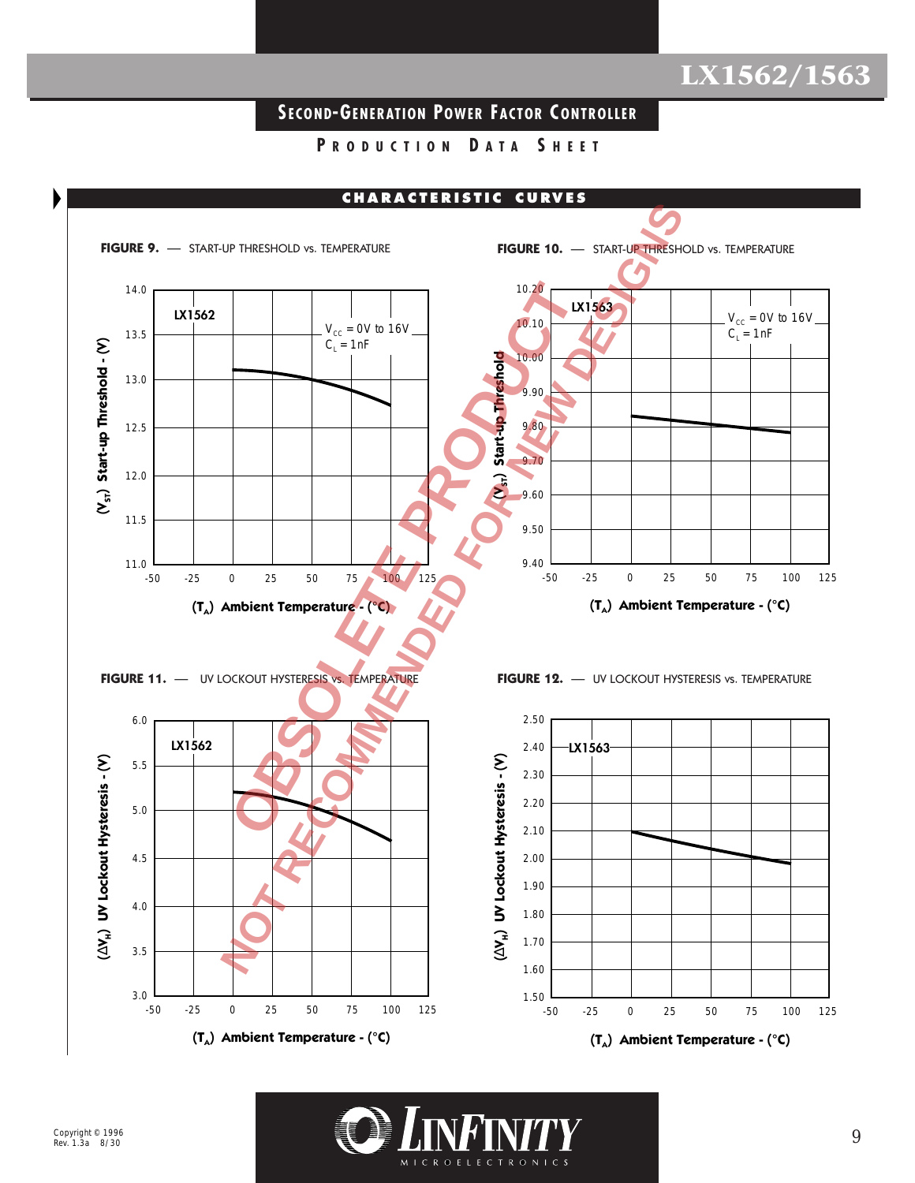# SECOND-GENERATION POWER FACTOR CONTROLLER

**PRODUCTION DATA SHEET**

## CHARACTERISTIC CURVES

**FIGURE 9.** — START-UP THRESHOLD vs. TEMPERATURE

LX1562

$V_{CC}$ = 0V to 16V
$C_L$ = 1nF

($V_{ST}$) Start-up Threshold - (V)

($T_A$) Ambient Temperature - (°C)

**FIGURE 10.** — START-UP THRESHOLD vs. TEMPERATURE

LX1563

$V_{CC}$ = 0V to 16V
$C_L$ = 1nF

($V_{ST}$) Start-up Threshold

($T_A$) Ambient Temperature - (°C)

**FIGURE 11.** — UV LOCKOUT HYSTERESIS vs. TEMPERATURE

LX1562

($\Delta V_H$) UV Lockout Hysteresis - (V)

($T_A$) Ambient Temperature - (°C)

**FIGURE 12.** — UV LOCKOUT HYSTERESIS vs. TEMPERATURE

LX1563

($\Delta V_H$) UV Lockout Hysteresis - (V)

($T_A$) Ambient Temperature - (°C)

OBSOLETE PRODUCT
NOT RECOMMENDED FOR NEW DESIGNS

Copyright © 1996
Rev. 1.3a 8/30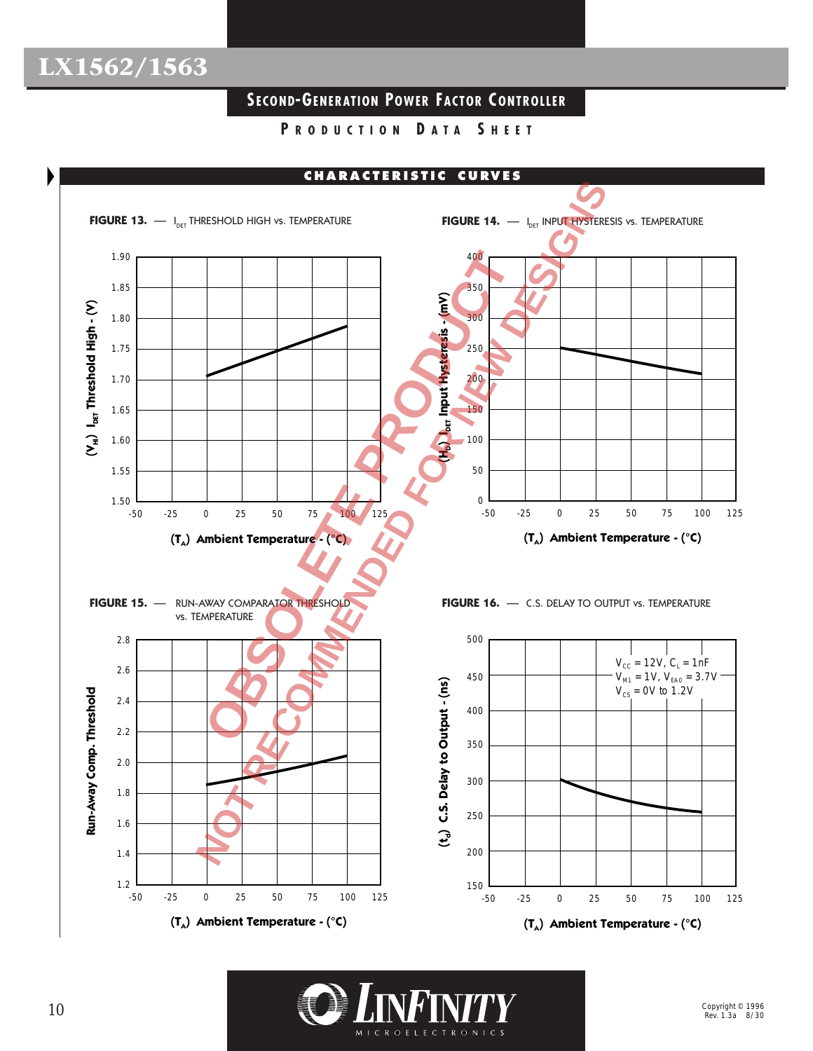# LX1562/1563

## Second-Generation Power Factor Controller

**Production Data Sheet**

## Characteristic Curves

**FIGURE 13.** — $I_{DET}$ THRESHOLD HIGH vs. TEMPERATURE

Y-axis: $(V_{HI})$ $I_{DET}$ Threshold High - (V) — 1.50 to 1.90
X-axis: $(T_A)$ Ambient Temperature - (°C) — -50 to 125

**FIGURE 14.** — $I_{DET}$ INPUT HYSTERESIS vs. TEMPERATURE

Y-axis: $(H_D)$ $I_{DET}$ Input Hysteresis - (mV) — 0 to 400
X-axis: $(T_A)$ Ambient Temperature - (°C) — -50 to 125

**FIGURE 15.** — RUN-AWAY COMPARATOR THRESHOLD vs. TEMPERATURE

Y-axis: Run-Away Comp. Threshold — 1.2 to 2.8
X-axis: $(T_A)$ Ambient Temperature - (°C) — -50 to 125

**FIGURE 16.** — C.S. DELAY TO OUTPUT vs. TEMPERATURE

$V_{CC} = 12V$, $C_L = 1nF$
$V_{M1} = 1V$, $V_{EAO} = 3.7V$
$V_{CS} = 0V$ to $1.2V$

Y-axis: $(t_d)$ C.S. Delay to Output - (ns) — 150 to 500
X-axis: $(T_A)$ Ambient Temperature - (°C) — -50 to 125

OBSOLETE PRODUCT
NOT RECOMMENDED FOR NEW DESIGNS

LINFINITY MICROELECTRONICS

Copyright © 1996
Rev. 1.3a 8/30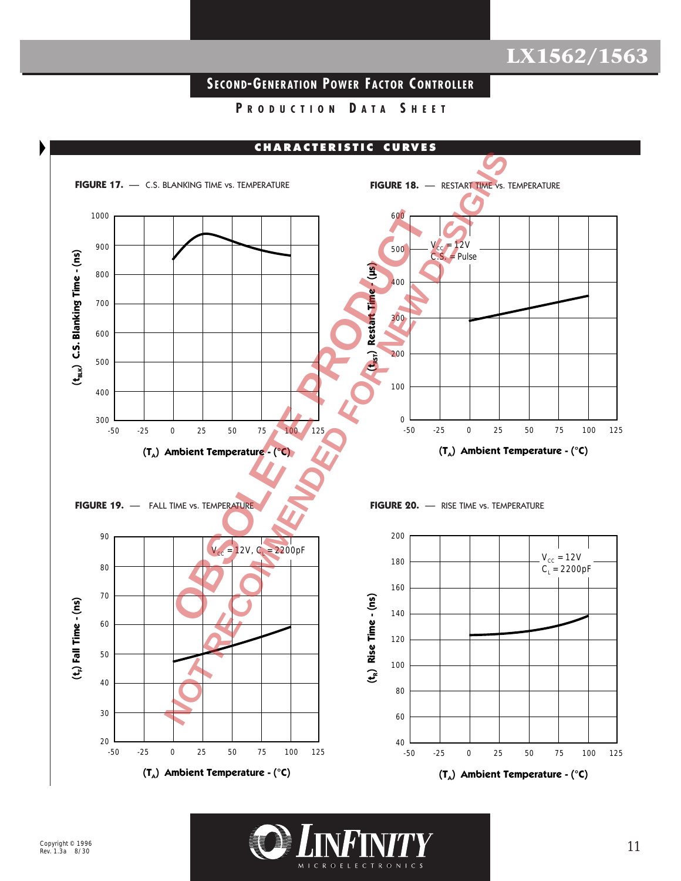## CHARACTERISTIC CURVES

**FIGURE 17.** — C.S. BLANKING TIME vs. TEMPERATURE

$(t_{BLK})$ C.S. Blanking Time - (ns)

$(T_A)$ Ambient Temperature - (°C)

**FIGURE 18.** — RESTART TIME vs. TEMPERATURE

$V_{CC}$ = 12V
C.S. = Pulse

$(t_{RST})$ Restart Time - (µs)

$(T_A)$ Ambient Temperature - (°C)

**FIGURE 19.** — FALL TIME vs. TEMPERATURE

$V_{CC}$ = 12V, $C_L$ = 2200pF

$(t_F)$ Fall Time - (ns)

$(T_A)$ Ambient Temperature - (°C)

**FIGURE 20.** — RISE TIME vs. TEMPERATURE

$V_{CC}$ = 12V
$C_L$ = 2200pF

$(t_R)$ Rise Time - (ns)

$(T_A)$ Ambient Temperature - (°C)

OBSOLETE PRODUCT
NOT RECOMMENDED FOR NEW DESIGNS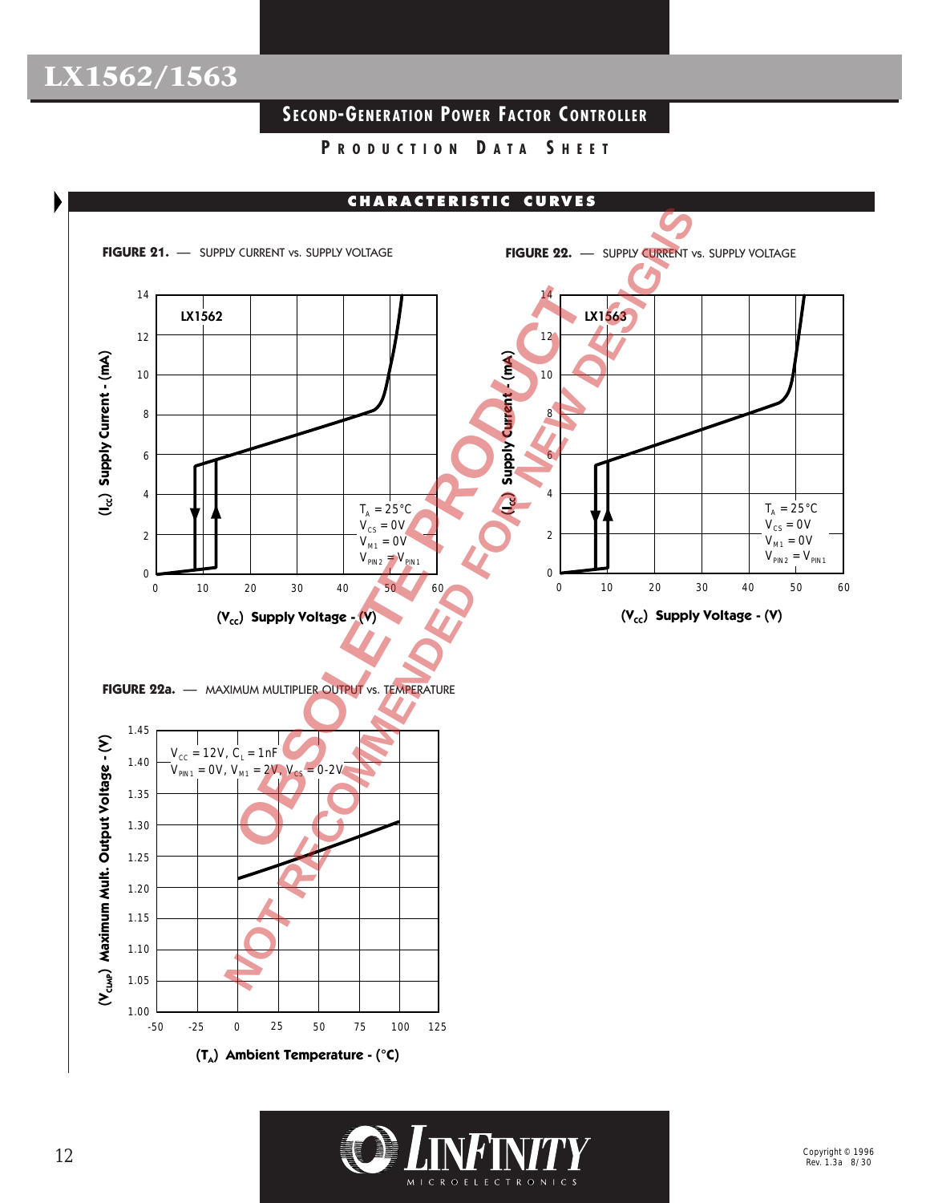## CHARACTERISTIC CURVES

**FIGURE 21.** — SUPPLY CURRENT vs. SUPPLY VOLTAGE

LX1562

$T_A = 25°C$
$V_{CS} = 0V$
$V_{M1} = 0V$
$V_{PIN2} = V_{PIN1}$

($I_{CC}$) Supply Current - (mA)

($V_{CC}$) Supply Voltage - (V)

**FIGURE 22.** — SUPPLY CURRENT vs. SUPPLY VOLTAGE

LX1563

$T_A = 25°C$
$V_{CS} = 0V$
$V_{M1} = 0V$
$V_{PIN2} = V_{PIN1}$

($I_{CC}$) Supply Current - (mA)

($V_{CC}$) Supply Voltage - (V)

**FIGURE 22a.** — MAXIMUM MULTIPLIER OUTPUT vs. TEMPERATURE

$V_{CC} = 12V$, $C_L = 1nF$
$V_{PIN1} = 0V$, $V_{M1} = 2V$, $V_{CS} = 0\text{-}2V$

($V_{CLMP}$) Maximum Mult. Output Voltage - (V)

($T_A$) Ambient Temperature - (°C)

OBSOLETE PRODUCT
NOT RECOMMENDED FOR NEW DESIGNS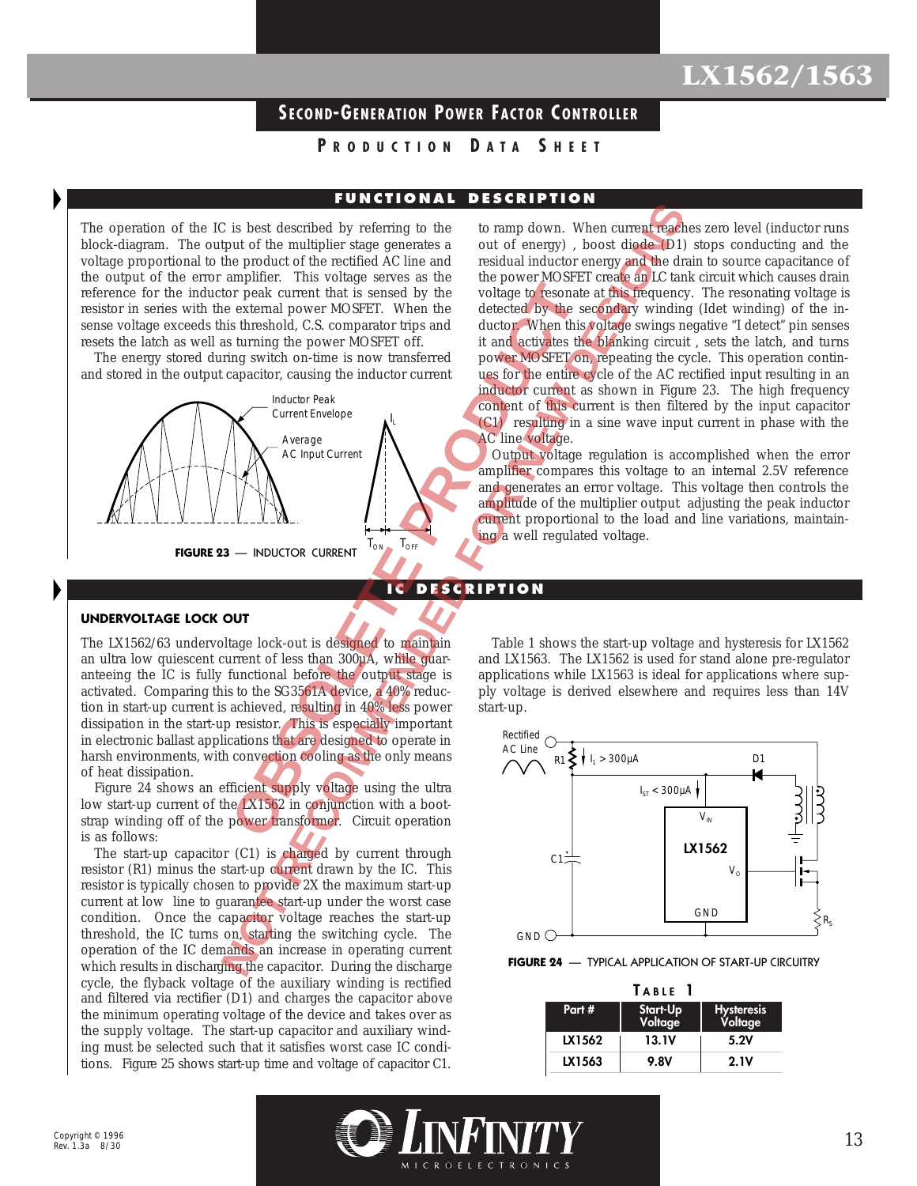## FUNCTIONAL DESCRIPTION

The operation of the IC is best described by referring to the block-diagram. The output of the multiplier stage generates a voltage proportional to the product of the rectified AC line and the output of the error amplifier. This voltage serves as the reference for the inductor peak current that is sensed by the resistor in series with the external power MOSFET. When the sense voltage exceeds this threshold, C.S. comparator trips and resets the latch as well as turning the power MOSFET off.

The energy stored during switch on-time is now transferred and stored in the output capacitor, causing the inductor current to ramp down. When current reaches zero level (inductor runs out of energy), boost diode (D1) stops conducting and the residual inductor energy and the drain to source capacitance of the power MOSFET create an LC tank circuit which causes drain voltage to resonate at this frequency. The resonating voltage is detected by the secondary winding (Idet winding) of the inductor. When this voltage swings negative "I detect" pin senses it and activates the blanking circuit, sets the latch, and turns power MOSFET on, repeating the cycle. This operation continues for the entire cycle of the AC rectified input resulting in an inductor current as shown in Figure 23. The high frequency content of this current is then filtered by the input capacitor (C1) resulting in a sine wave input current in phase with the AC line voltage.

Output voltage regulation is accomplished when the error amplifier compares this voltage to an internal 2.5V reference and generates an error voltage. This voltage then controls the amplitude of the multiplier output adjusting the peak inductor current proportional to the load and line variations, maintaining a well regulated voltage.

**FIGURE 23** — INDUCTOR CURRENT

## IC DESCRIPTION

### UNDERVOLTAGE LOCK OUT

The LX1562/63 undervoltage lock-out is designed to maintain an ultra low quiescent current of less than 300µA, while guaranteeing the IC is fully functional before the output stage is activated. Comparing this to the SG3561A device, a 40% reduction in start-up current is achieved, resulting in 40% less power dissipation in the start-up resistor. This is especially important in electronic ballast applications that are designed to operate in harsh environments, with convection cooling as the only means of heat dissipation.

Figure 24 shows an efficient supply voltage using the ultra low start-up current of the LX1562 in conjunction with a bootstrap winding off of the power transformer. Circuit operation is as follows:

The start-up capacitor (C1) is charged by current through resistor (R1) minus the start-up current drawn by the IC. This resistor is typically chosen to provide 2X the maximum start-up current at low line to guarantee start-up under the worst case condition. Once the capacitor voltage reaches the start-up threshold, the IC turns on, starting the switching cycle. The operation of the IC demands an increase in operating current which results in discharging the capacitor. During the discharge cycle, the flyback voltage of the auxiliary winding is rectified and filtered via rectifier (D1) and charges the capacitor above the minimum operating voltage of the device and takes over as the supply voltage. The start-up capacitor and auxiliary winding must be selected such that it satisfies worst case IC conditions. Figure 25 shows start-up time and voltage of capacitor C1.

Table 1 shows the start-up voltage and hysteresis for LX1562 and LX1563. The LX1562 is used for stand alone pre-regulator applications while LX1563 is ideal for applications where supply voltage is derived elsewhere and requires less than 14V start-up.

**FIGURE 24** — TYPICAL APPLICATION OF START-UP CIRCUITRY

**TABLE 1**

| Part # | Start-Up Voltage | Hysteresis Voltage |
|---|---|---|
| LX1562 | 13.1V | 5.2V |
| LX1563 | 9.8V | 2.1V |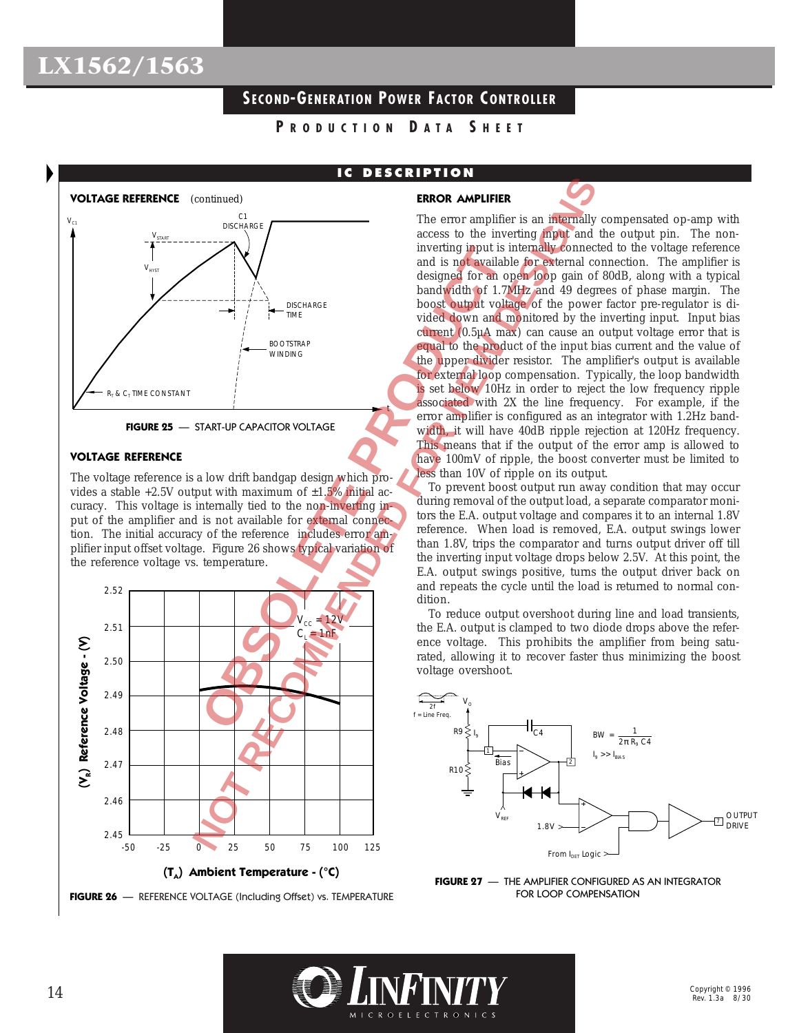## IC DESCRIPTION

### VOLTAGE REFERENCE (continued)

FIGURE 25 — START-UP CAPACITOR VOLTAGE

### VOLTAGE REFERENCE

The voltage reference is a low drift bandgap design which provides a stable +2.5V output with maximum of ±1.5% initial accuracy. This voltage is internally tied to the non-inverting input of the amplifier and is not available for external connection. The initial accuracy of the reference includes error amplifier input offset voltage. Figure 26 shows typical variation of the reference voltage vs. temperature.

FIGURE 26 — REFERENCE VOLTAGE (Including Offset) vs. TEMPERATURE

### ERROR AMPLIFIER

The error amplifier is an internally compensated op-amp with access to the inverting input and the output pin. The non-inverting input is internally connected to the voltage reference and is not available for external connection. The amplifier is designed for an open loop gain of 80dB, along with a typical bandwidth of 1.7MHz and 49 degrees of phase margin. The boost output voltage of the power factor pre-regulator is divided down and monitored by the inverting input. Input bias current (0.5µA max) can cause an output voltage error that is equal to the product of the input bias current and the value of the upper divider resistor. The amplifier's output is available for external loop compensation. Typically, the loop bandwidth is set below 10Hz in order to reject the low frequency ripple associated with 2X the line frequency. For example, if the error amplifier is configured as an integrator with 1.2Hz bandwidth, it will have 40dB ripple rejection at 120Hz frequency. This means that if the output of the error amp is allowed to have 100mV of ripple, the boost converter must be limited to less than 10V of ripple on its output.

To prevent boost output run away condition that may occur during removal of the output load, a separate comparator monitors the E.A. output voltage and compares it to an internal 1.8V reference. When load is removed, E.A. output swings lower than 1.8V, trips the comparator and turns output driver off till the inverting input voltage drops below 2.5V. At this point, the E.A. output swings positive, turns the output driver back on and repeats the cycle until the load is returned to normal condition.

To reduce output overshoot during line and load transients, the E.A. output is clamped to two diode drops above the reference voltage. This prohibits the amplifier from being saturated, allowing it to recover faster thus minimizing the boost voltage overshoot.

$$BW = \frac{1}{2\pi R_9 C4}$$

$I_9 >> I_{BIAS}$

FIGURE 27 — THE AMPLIFIER CONFIGURED AS AN INTEGRATOR FOR LOOP COMPENSATION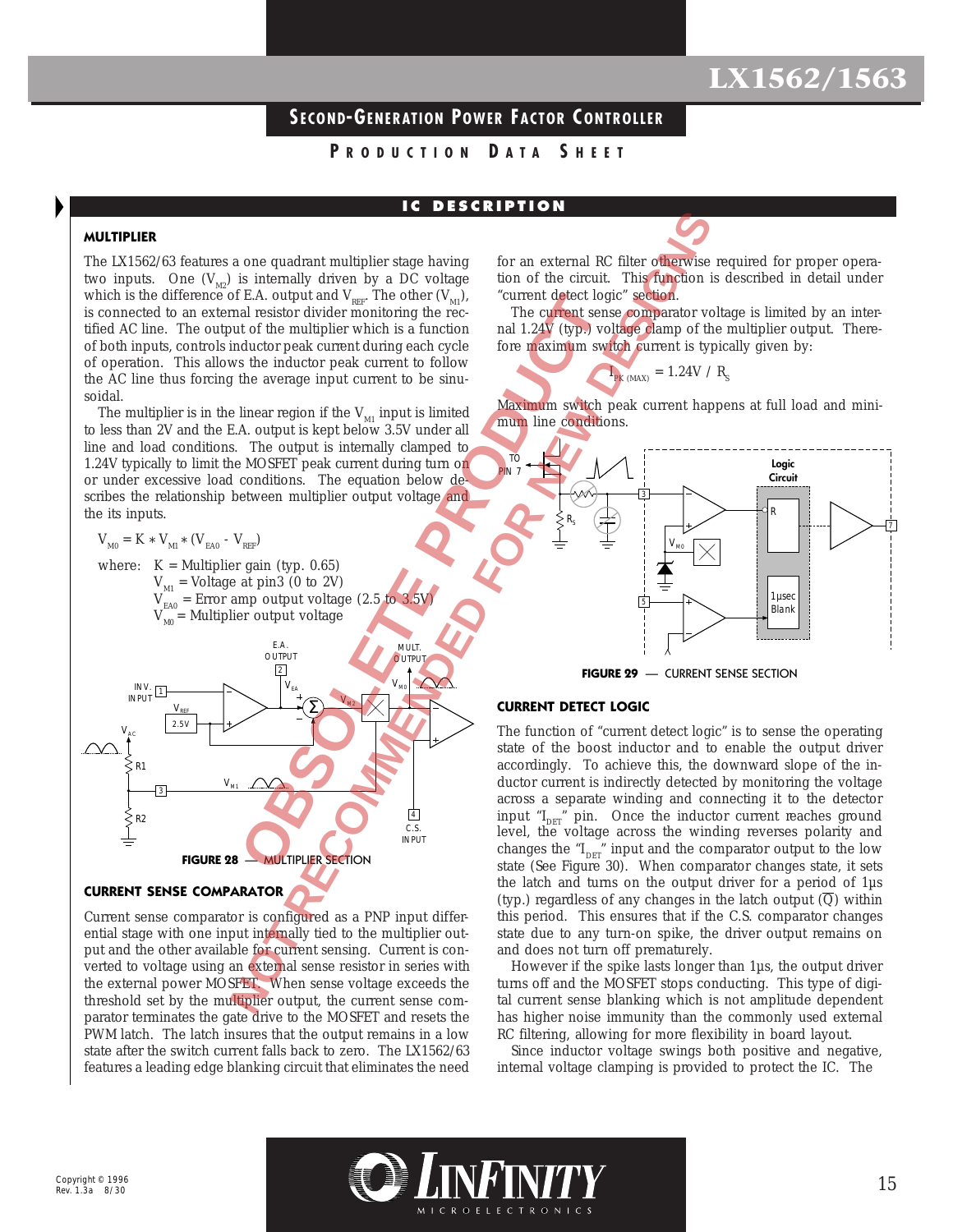## IC DESCRIPTION

### MULTIPLIER

The LX1562/63 features a one quadrant multiplier stage having two inputs. One ($V_{M2}$) is internally driven by a DC voltage which is the difference of E.A. output and $V_{REF}$. The other ($V_{M1}$), is connected to an external resistor divider monitoring the rectified AC line. The output of the multiplier which is a function of both inputs, controls inductor peak current during each cycle of operation. This allows the inductor peak current to follow the AC line thus forcing the average input current to be sinusoidal.

The multiplier is in the linear region if the $V_{M1}$ input is limited to less than 2V and the E.A. output is kept below 3.5V under all line and load conditions. The output is internally clamped to 1.24V typically to limit the MOSFET peak current during turn on or under excessive load conditions. The equation below describes the relationship between multiplier output voltage and the its inputs.

$$V_{M0} = K * V_{M1} * (V_{EA0} - V_{REF})$$

where:
- $K$ = Multiplier gain (typ. 0.65)
- $V_{M1}$ = Voltage at pin3 (0 to 2V)
- $V_{EA0}$ = Error amp output voltage (2.5 to 3.5V)
- $V_{M0}$ = Multiplier output voltage

**FIGURE 28** — MULTIPLIER SECTION

### CURRENT SENSE COMPARATOR

Current sense comparator is configured as a PNP input differential stage with one input internally tied to the multiplier output and the other available for current sensing. Current is converted to voltage using an external sense resistor in series with the external power MOSFET. When sense voltage exceeds the threshold set by the multiplier output, the current sense comparator terminates the gate drive to the MOSFET and resets the PWM latch. The latch insures that the output remains in a low state after the switch current falls back to zero. The LX1562/63 features a leading edge blanking circuit that eliminates the need for an external RC filter otherwise required for proper operation of the circuit. This function is described in detail under "current detect logic" section.

The current sense comparator voltage is limited by an internal 1.24V (typ.) voltage clamp of the multiplier output. Therefore maximum switch current is typically given by:

$$I_{PK\ (MAX)} = 1.24V\ /\ R_S$$

Maximum switch peak current happens at full load and minimum line conditions.

**FIGURE 29** — CURRENT SENSE SECTION

### CURRENT DETECT LOGIC

The function of "current detect logic" is to sense the operating state of the boost inductor and to enable the output driver accordingly. To achieve this, the downward slope of the inductor current is indirectly detected by monitoring the voltage across a separate winding and connecting it to the detector input "$I_{DET}$" pin. Once the inductor current reaches ground level, the voltage across the winding reverses polarity and changes the "$I_{DET}$" input and the comparator output to the low state (See Figure 30). When comparator changes state, it sets the latch and turns on the output driver for a period of 1µs (typ.) regardless of any changes in the latch output ($\overline{Q}$) within this period. This ensures that if the C.S. comparator changes state due to any turn-on spike, the driver output remains on and does not turn off prematurely.

However if the spike lasts longer than 1µs, the output driver turns off and the MOSFET stops conducting. This type of digital current sense blanking which is not amplitude dependent has higher noise immunity than the commonly used external RC filtering, allowing for more flexibility in board layout.

Since inductor voltage swings both positive and negative, internal voltage clamping is provided to protect the IC. The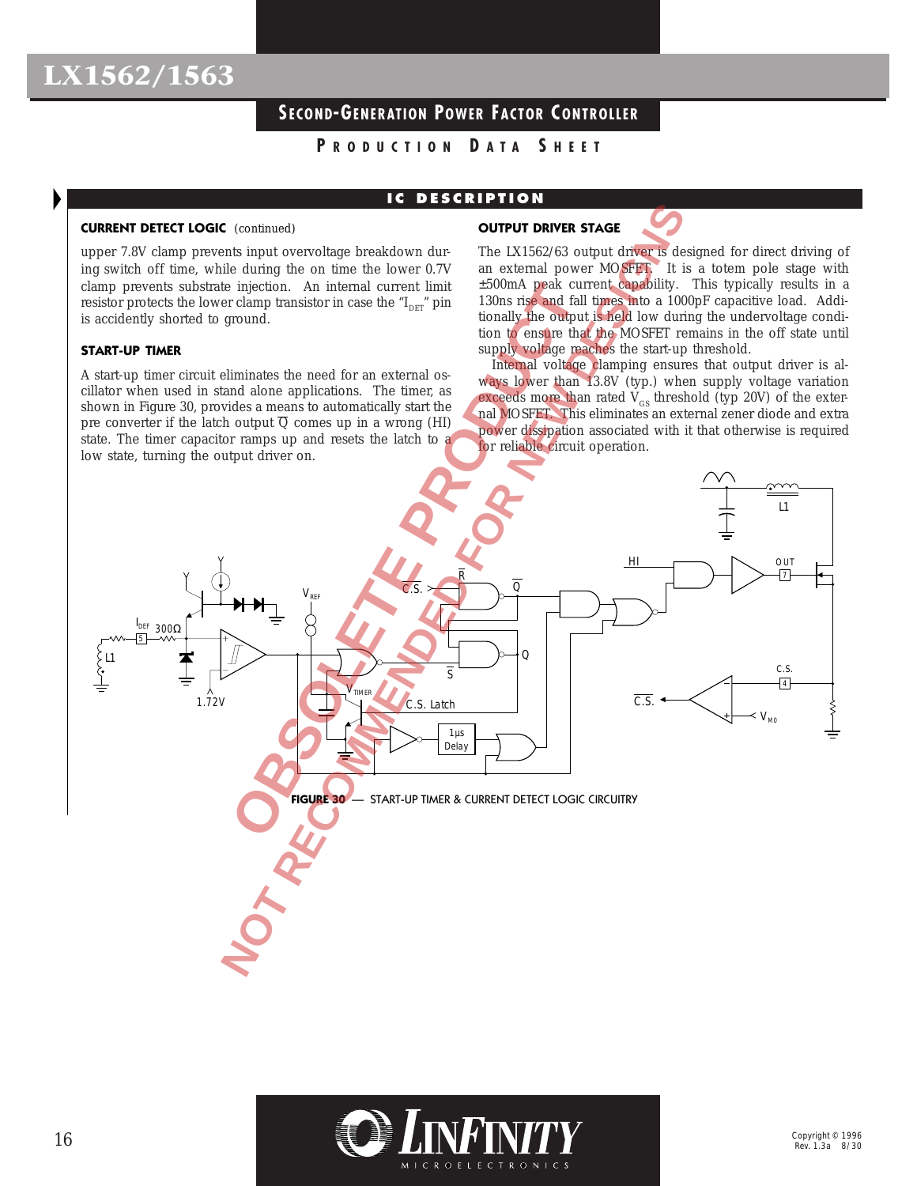## IC DESCRIPTION

### CURRENT DETECT LOGIC (continued)

upper 7.8V clamp prevents input overvoltage breakdown during switch off time, while during the on time the lower 0.7V clamp prevents substrate injection. An internal current limit resistor protects the lower clamp transistor in case the "$I_{DET}$" pin is accidently shorted to ground.

### START-UP TIMER

A start-up timer circuit eliminates the need for an external oscillator when used in stand alone applications. The timer, as shown in Figure 30, provides a means to automatically start the pre converter if the latch output $\overline{Q}$ comes up in a wrong (HI) state. The timer capacitor ramps up and resets the latch to a low state, turning the output driver on.

### OUTPUT DRIVER STAGE

The LX1562/63 output driver is designed for direct driving of an external power MOSFET. It is a totem pole stage with ±500mA peak current capability. This typically results in a 130ns rise and fall times into a 1000pF capacitive load. Additionally the output is held low during the undervoltage condition to ensure that the MOSFET remains in the off state until supply voltage reaches the start-up threshold.

Internal voltage clamping ensures that output driver is always lower than 13.8V (typ.) when supply voltage variation exceeds more than rated $V_{GS}$ threshold (typ 20V) of the external MOSFET. This eliminates an external zener diode and extra power dissipation associated with it that otherwise is required for reliable circuit operation.

**FIGURE 30** — START-UP TIMER & CURRENT DETECT LOGIC CIRCUITRY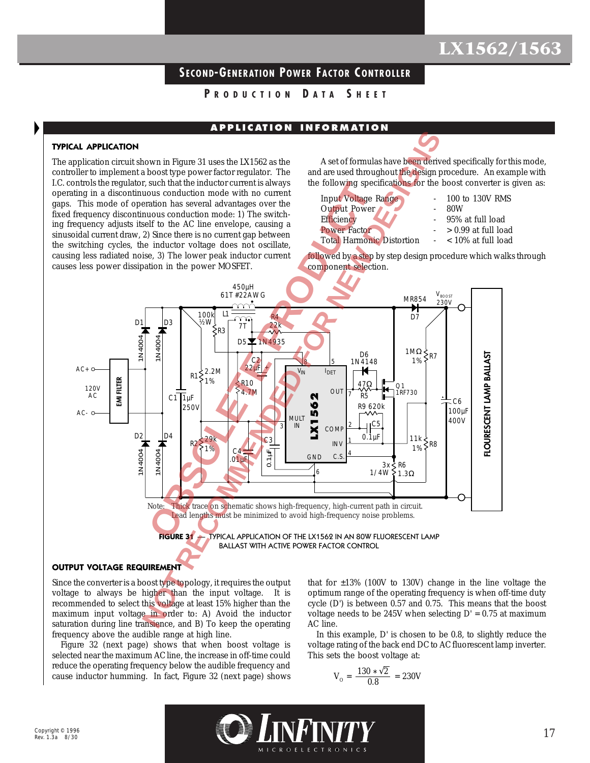## APPLICATION INFORMATION

### TYPICAL APPLICATION

The application circuit shown in Figure 31 uses the LX1562 as the controller to implement a boost type power factor regulator. The I.C. controls the regulator, such that the inductor current is always operating in a discontinuous conduction mode with no current gaps. This mode of operation has several advantages over the fixed frequency discontinuous conduction mode: 1) The switching frequency adjusts itself to the AC line envelope, causing a sinusoidal current draw, 2) Since there is no current gap between the switching cycles, the inductor voltage does not oscillate, causing less radiated noise, 3) The lower peak inductor current causes less power dissipation in the power MOSFET.

A set of formulas have been derived specifically for this mode, and are used throughout the design procedure. An example with the following specifications for the boost converter is given as:

| | | |
|---|---|---|
| Input Voltage Range | - | 100 to 130V RMS |
| Output Power | - | 80W |
| Efficiency | - | 95% at full load |
| Power Factor | - | > 0.99 at full load |
| Total Harmonic Distortion | - | < 10% at full load |

followed by a step by step design procedure which walks through component selection.

Note: Thick trace on schematic shows high-frequency, high-current path in circuit. Lead lengths must be minimized to avoid high-frequency noise problems.

**FIGURE 31 — TYPICAL APPLICATION OF THE LX1562 IN AN 80W FLUORESCENT LAMP BALLAST WITH ACTIVE POWER FACTOR CONTROL**

### OUTPUT VOLTAGE REQUIREMENT

Since the converter is a boost type topology, it requires the output voltage to always be higher than the input voltage. It is recommended to select this voltage at least 15% higher than the maximum input voltage in order to: A) Avoid the inductor saturation during line transience, and B) To keep the operating frequency above the audible range at high line.

Figure 32 (next page) shows that when boost voltage is selected near the maximum AC line, the increase in off-time could reduce the operating frequency below the audible frequency and cause inductor humming. In fact, Figure 32 (next page) shows that for ±13% (100V to 130V) change in the line voltage the optimum range of the operating frequency is when off-time duty cycle (D') is between 0.57 and 0.75. This means that the boost voltage needs to be 245V when selecting D' = 0.75 at maximum AC line.

In this example, D' is chosen to be 0.8, to slightly reduce the voltage rating of the back end DC to AC fluorescent lamp inverter. This sets the boost voltage at:

$$V_O = \frac{130 * \sqrt{2}}{0.8} = 230V$$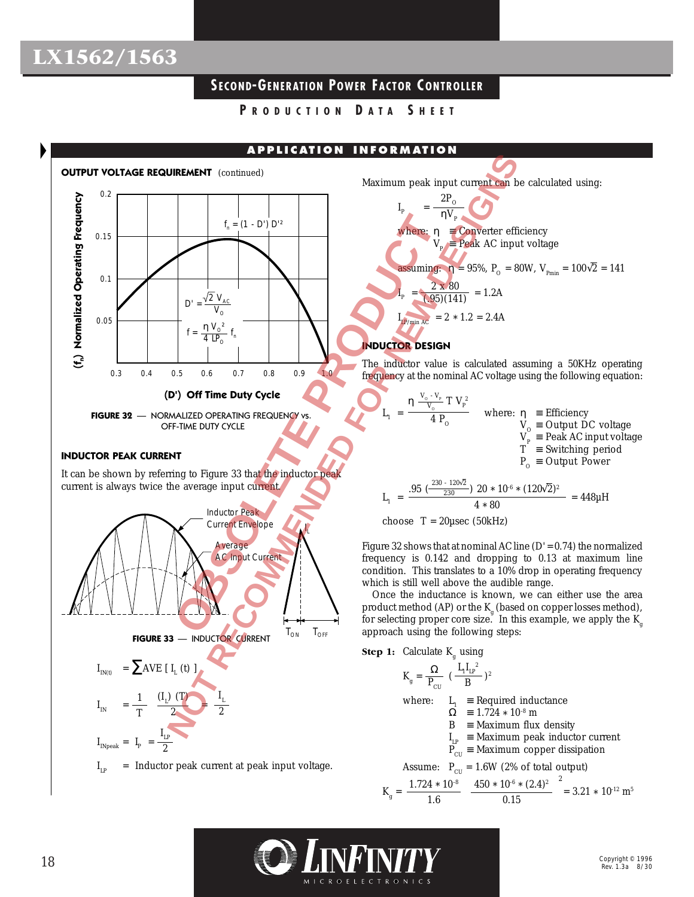## APPLICATION INFORMATION

### OUTPUT VOLTAGE REQUIREMENT (continued)

**FIGURE 32** — NORMALIZED OPERATING FREQUENCY vs. OFF-TIME DUTY CYCLE

$f_n = (1 - D') D'^2$

$D' = \frac{\sqrt{2}\, V_{AC}}{V_O}$

$f = \frac{\eta V_O^2}{4 L P_O} f_n$

### INDUCTOR PEAK CURRENT

It can be shown by referring to Figure 33 that the inductor peak current is always twice the average input current.

**FIGURE 33** — INDUCTOR CURRENT

$$I_{IN(t)} = \sum AVE [ I_L (t) ]$$

$$I_{IN} = \frac{1}{T} \frac{(I_L)\ (T)}{2} = \frac{I_L}{2}$$

$$I_{INpeak} = I_P = \frac{I_{LP}}{2}$$

$I_{LP}$ = Inductor peak current at peak input voltage.

Maximum peak input current can be calculated using:

$$I_P = \frac{2P_O}{\eta V_P}$$

where: $\eta$ ≡ Converter efficiency
$V_P$ ≡ Peak AC input voltage

assuming: $\eta$ = 95%, $P_O$ = 80W, $V_{Pmin} = 100\sqrt{2} = 141$

$$I_P = \frac{2 \times 80}{(.95)(141)} = 1.2A$$

$$I_{LP/min\ AC} = 2 * 1.2 = 2.4A$$

### INDUCTOR DESIGN

The inductor value is calculated assuming a 50KHz operating frequency at the nominal AC voltage using the following equation:

$$L_1 = \frac{\eta \frac{V_O - V_P}{V_O} T\, V_P^2}{4\, P_O}$$

where: $\eta$ ≡ Efficiency
$V_O$ ≡ Output DC voltage
$V_P$ ≡ Peak AC input voltage
$T$ ≡ Switching period
$P_O$ ≡ Output Power

$$L_1 = \frac{.95 \left(\frac{230 - 120\sqrt{2}}{230}\right) 20 * 10^{-6} * (120\sqrt{2})^2}{4 * 80} = 448\mu H$$

choose T = 20µsec (50kHz)

Figure 32 shows that at nominal AC line (D' = 0.74) the normalized frequency is 0.142 and dropping to 0.13 at maximum line condition. This translates to a 10% drop in operating frequency which is still well above the audible range.

Once the inductance is known, we can either use the area product method (AP) or the $K_g$ (based on copper losses method), for selecting proper core size. In this example, we apply the $K_g$ approach using the following steps:

**Step 1:** Calculate $K_g$ using

$$K_g = \frac{\Omega}{P_{CU}} \left(\frac{L_1 I_{LP}^2}{B}\right)^2$$

where: $L_1$ ≡ Required inductance
$\Omega$ ≡ $1.724 * 10^{-8}$ m
B ≡ Maximum flux density
$I_{LP}$ ≡ Maximum peak inductor current
$P_{CU}$ ≡ Maximum copper dissipation

Assume: $P_{CU}$ = 1.6W (2% of total output)

$$K_g = \frac{1.724 * 10^{-8}}{1.6} \left(\frac{450 * 10^{-6} * (2.4)^2}{0.15}\right)^2 = 3.21 * 10^{-12}\ m^5$$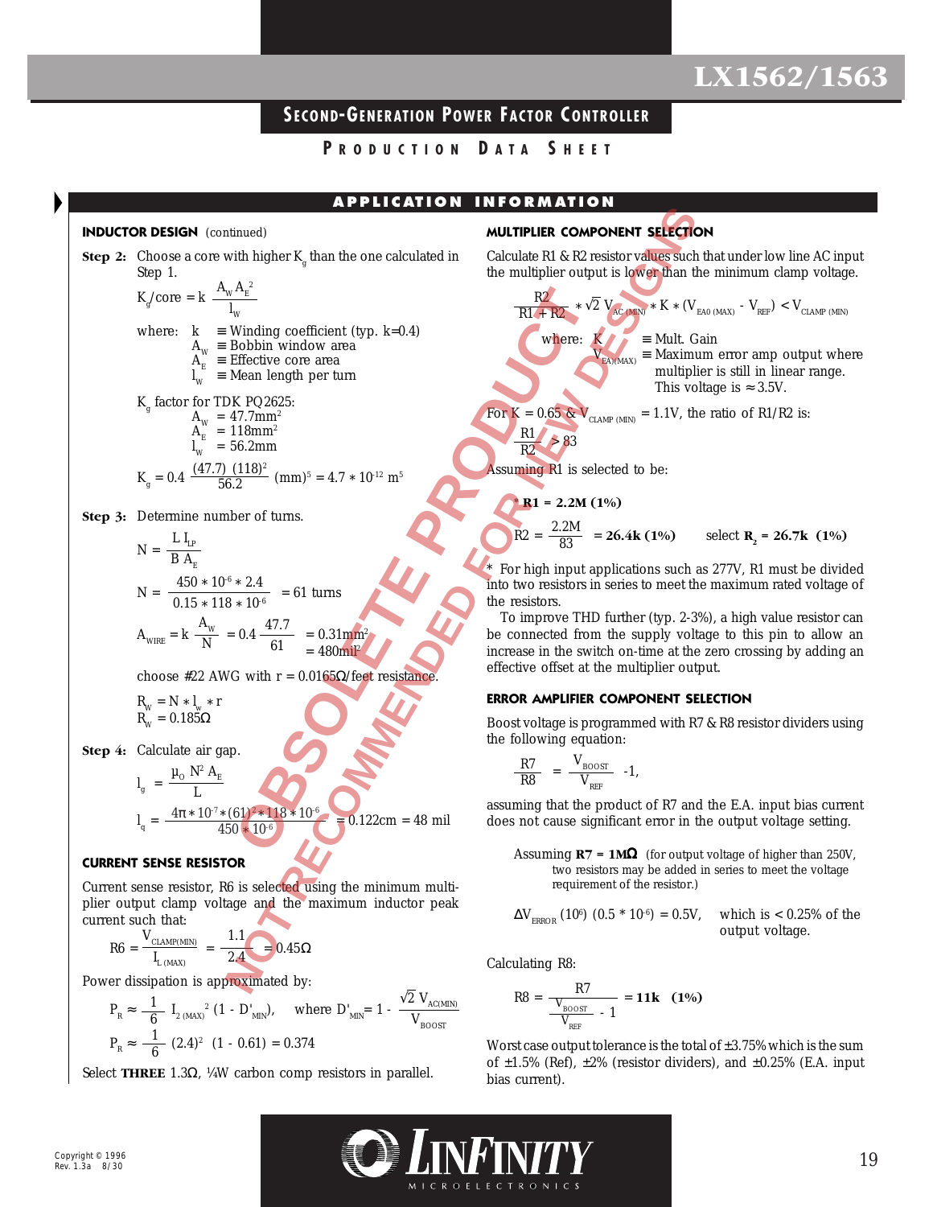## APPLICATION INFORMATION

### INDUCTOR DESIGN (continued)

**Step 2:** Choose a core with higher $K_g$ than the one calculated in Step 1.

$$K_g/\text{core} = k\ \frac{A_W A_E^2}{l_W}$$

where:
- $k$ ≡ Winding coefficient (typ. k=0.4)
- $A_W$ ≡ Bobbin window area
- $A_E$ ≡ Effective core area
- $l_W$ ≡ Mean length per turn

$K_g$ factor for TDK PQ2625:
- $A_W$ = 47.7mm²
- $A_E$ = 118mm²
- $l_W$ = 56.2mm

$$K_g = 0.4\ \frac{(47.7)\ (118)^2}{56.2}\ (\text{mm})^5 = 4.7 * 10^{-12}\ \text{m}^5$$

**Step 3:** Determine number of turns.

$$N = \frac{L\ I_{LP}}{B\ A_E}$$

$$N = \frac{450 * 10^{-6} * 2.4}{0.15 * 118 * 10^{-6}} = 61 \text{ turns}$$

$$A_{WIRE} = k\ \frac{A_W}{N} = 0.4\ \frac{47.7}{61} = 0.31\text{mm}^2 = 480\text{mil}^2$$

choose #22 AWG with r = 0.0165Ω/feet resistance.

$$R_W = N * l_w * r$$
$$R_W = 0.185\Omega$$

**Step 4:** Calculate air gap.

$$l_g = \frac{\mu_O\ N^2\ A_E}{L}$$

$$l_q = \frac{4\pi * 10^{-7} * (61)^2 * 118 * 10^{-6}}{450 * 10^{-6}} = 0.122\text{cm} = 48 \text{ mil}$$

### CURRENT SENSE RESISTOR

Current sense resistor, R6 is selected using the minimum multiplier output clamp voltage and the maximum inductor peak current such that:

$$R6 = \frac{V_{CLAMP(MIN)}}{I_{L\ (MAX)}} = \frac{1.1}{2.4} = 0.45\Omega$$

Power dissipation is approximated by:

$$P_R \approx \frac{1}{6}\ I_{2\ (MAX)}^{\ 2}\ (1 - D'_{MIN}), \quad \text{where } D'_{MIN} = 1 - \frac{\sqrt{2}\ V_{AC(MIN)}}{V_{BOOST}}$$

$$P_R \approx \frac{1}{6}\ (2.4)^2\ (1 - 0.61) = 0.374$$

Select **THREE** 1.3Ω, ¼W carbon comp resistors in parallel.

### MULTIPLIER COMPONENT SELECTION

Calculate R1 & R2 resistor values such that under low line AC input the multiplier output is lower than the minimum clamp voltage.

$$\frac{R2}{R1 + R2} * \sqrt{2}\ V_{AC\ (MIN)} * K * (V_{EA0\ (MAX)} - V_{REF}) < V_{CLAMP\ (MIN)}$$

where:
- $K$ ≡ Mult. Gain
- $V_{EA)(MAX)}$ ≡ Maximum error amp output where multiplier is still in linear range. This voltage is ≈ 3.5V.

For K = 0.65 & $V_{CLAMP\ (MIN)}$ = 1.1V, the ratio of R1/R2 is:

$$\frac{R1}{R2} > 83$$

Assuming R1 is selected to be:

**\* R1 = 2.2M (1%)**

$$R2 = \frac{2.2M}{83} = \mathbf{26.4k\ (1\%)} \qquad \text{select } \mathbf{R_2 = 26.7k\ \ (1\%)}$$

\* For high input applications such as 277V, R1 must be divided into two resistors in series to meet the maximum rated voltage of the resistors.

To improve THD further (typ. 2-3%), a high value resistor can be connected from the supply voltage to this pin to allow an increase in the switch on-time at the zero crossing by adding an effective offset at the multiplier output.

### ERROR AMPLIFIER COMPONENT SELECTION

Boost voltage is programmed with R7 & R8 resistor dividers using the following equation:

$$\frac{R7}{R8} = \frac{V_{BOOST}}{V_{REF}} - 1,$$

assuming that the product of R7 and the E.A. input bias current does not cause significant error in the output voltage setting.

Assuming **R7 = 1MΩ** (for output voltage of higher than 250V, two resistors may be added in series to meet the voltage requirement of the resistor.)

$\Delta V_{ERROR}\ (10^6)\ (0.5 * 10^{-6}) = 0.5V$, which is < 0.25% of the output voltage.

Calculating R8:

$$R8 = \frac{R7}{\dfrac{V_{BOOST}}{V_{REF}} - 1} = \mathbf{11k\ \ \ (1\%)}$$

Worst case output tolerance is the total of ±3.75% which is the sum of ±1.5% (Ref), ±2% (resistor dividers), and ±0.25% (E.A. input bias current).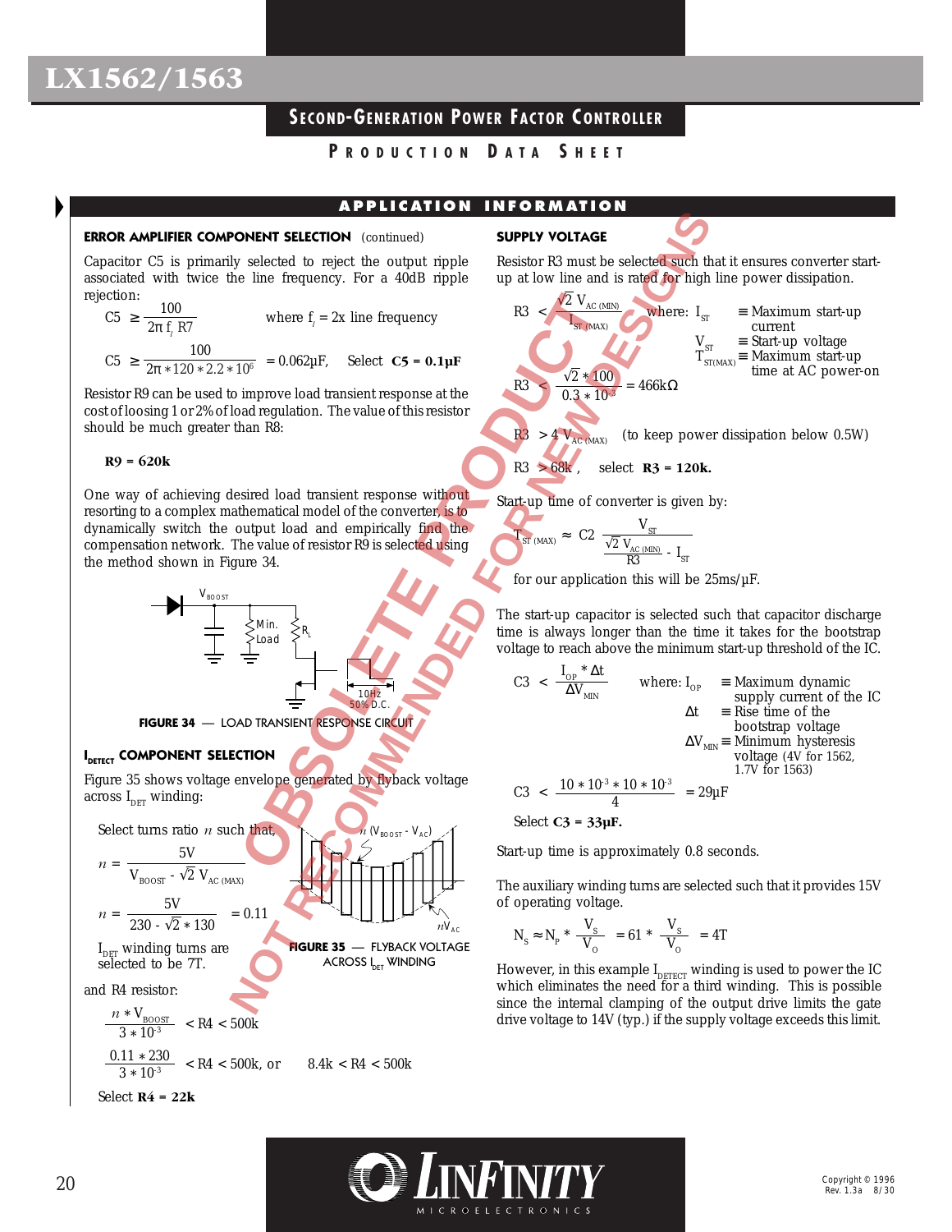## APPLICATION INFORMATION

### ERROR AMPLIFIER COMPONENT SELECTION (continued)

Capacitor C5 is primarily selected to reject the output ripple associated with twice the line frequency. For a 40dB ripple rejection:

$$C5 \geq \frac{100}{2\pi f_l R7} \qquad \text{where } f_l = 2\text{x line frequency}$$

$$C5 \geq \frac{100}{2\pi * 120 * 2.2 * 10^6} = 0.062\mu F, \qquad \text{Select } \mathbf{C5 = 0.1\mu F}$$

Resistor R9 can be used to improve load transient response at the cost of loosing 1 or 2% of load regulation. The value of this resistor should be much greater than R8:

**R9 = 620k**

One way of achieving desired load transient response without resorting to a complex mathematical model of the converter, is to dynamically switch the output load and empirically find the compensation network. The value of resistor R9 is selected using the method shown in Figure 34.

FIGURE 34 — LOAD TRANSIENT RESPONSE CIRCUIT

### $I_{DETECT}$ COMPONENT SELECTION

Figure 35 shows voltage envelope generated by flyback voltage across $I_{DET}$ winding:

Select turns ratio $n$ such that,

$$n = \frac{5V}{V_{BOOST} - \sqrt{2}\, V_{AC\,(MAX)}}$$

$$n = \frac{5V}{230 - \sqrt{2} * 130} = 0.11$$

$I_{DET}$ winding turns are selected to be 7T.

FIGURE 35 — FLYBACK VOLTAGE ACROSS $I_{DET}$ WINDING

and R4 resistor:

$$\frac{n * V_{BOOST}}{3 * 10^{-3}} < R4 < 500k$$

$$\frac{0.11 * 230}{3 * 10^{-3}} < R4 < 500k, \text{ or} \qquad 8.4k < R4 < 500k$$

Select **R4 = 22k**

### SUPPLY VOLTAGE

Resistor R3 must be selected such that it ensures converter start-up at low line and is rated for high line power dissipation.

$$R3 < \frac{\sqrt{2}\, V_{AC\,(MIN)}}{I_{ST\,(MAX)}}$$

where: $I_{ST}$ ≡ Maximum start-up current
$V_{ST}$ ≡ Start-up voltage
$T_{ST(MAX)}$ ≡ Maximum start-up time at AC power-on

$$R3 < \frac{\sqrt{2} * 100}{0.3 * 10^{-3}} = 466k\Omega$$

$$R3 > 4\, V_{AC\,(MAX)} \quad \text{(to keep power dissipation below 0.5W)}$$

$$R3 > 68k, \quad \text{select } \mathbf{R3 = 120k.}$$

Start-up time of converter is given by:

$$T_{ST\,(MAX)} \approx C2 \frac{V_{ST}}{\frac{\sqrt{2}\, V_{AC\,(MIN)}}{R3} - I_{ST}}$$

for our application this will be 25ms/µF.

The start-up capacitor is selected such that capacitor discharge time is always longer than the time it takes for the bootstrap voltage to reach above the minimum start-up threshold of the IC.

$$C3 < \frac{I_{OP} * \Delta t}{\Delta V_{MIN}}$$

where: $I_{OP}$ ≡ Maximum dynamic supply current of the IC
$\Delta t$ ≡ Rise time of the bootstrap voltage
$\Delta V_{MIN}$ ≡ Minimum hysteresis voltage (4V for 1562, 1.7V for 1563)

$$C3 < \frac{10 * 10^{-3} * 10 * 10^{-3}}{4} = 29\mu F$$

Select **C3 = 33µF.**

Start-up time is approximately 0.8 seconds.

The auxiliary winding turns are selected such that it provides 15V of operating voltage.

$$N_S \approx N_P * \frac{V_S}{V_O} = 61 * \frac{V_S}{V_O} = 4T$$

However, in this example $I_{DETECT}$ winding is used to power the IC which eliminates the need for a third winding. This is possible since the internal clamping of the output drive limits the gate drive voltage to 14V (typ.) if the supply voltage exceeds this limit.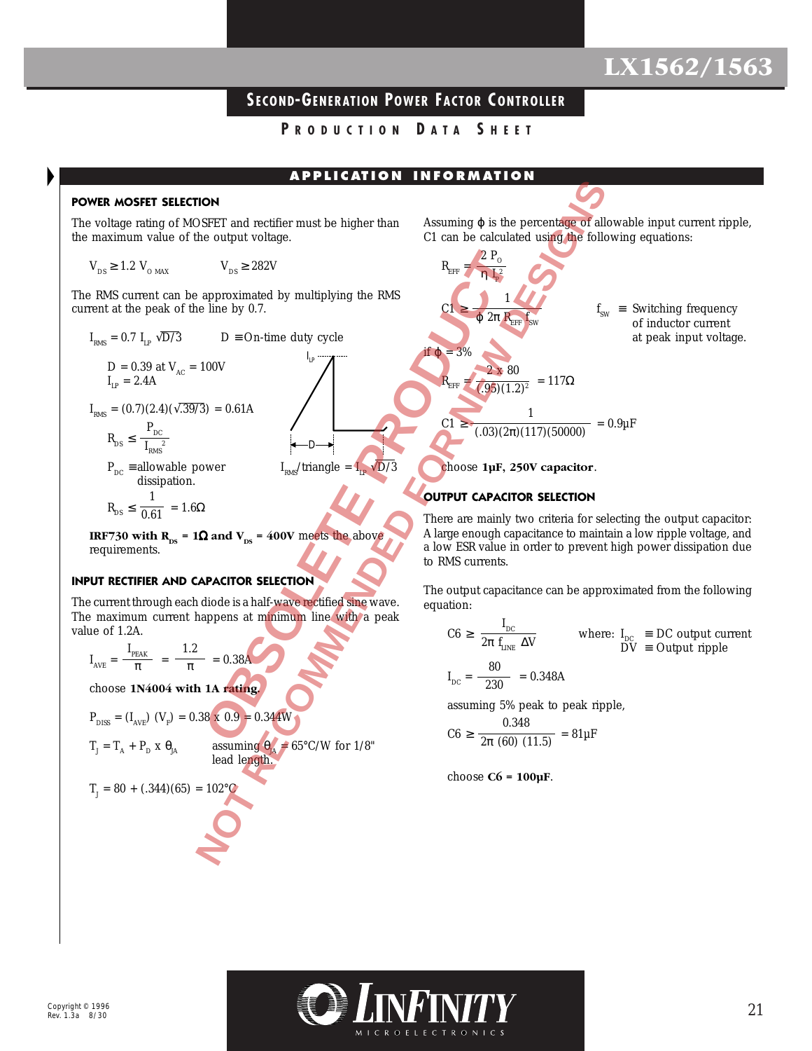# LX1562/1563

## SECOND-GENERATION POWER FACTOR CONTROLLER

PRODUCTION DATA SHEET

## APPLICATION INFORMATION

### POWER MOSFET SELECTION

The voltage rating of MOSFET and rectifier must be higher than the maximum value of the output voltage.

$$V_{DS} \geq 1.2\ V_{O\ MAX} \qquad V_{DS} \geq 282V$$

The RMS current can be approximated by multiplying the RMS current at the peak of the line by 0.7.

$$I_{RMS} = 0.7\ I_{LP}\ \sqrt{D/3} \qquad D \equiv \text{On-time duty cycle}$$

$D = 0.39$ at $V_{AC} = 100V$

$I_{LP} = 2.4A$

$$I_{RMS} = (0.7)(2.4)(\sqrt{.39/3}) = 0.61A$$

$$R_{DS} \leq \frac{P_{DC}}{I_{RMS}^2}$$

$P_{DC} \equiv$ allowable power dissipation.

$$R_{DS} \leq \frac{1}{0.61} = 1.6\Omega$$

$I_{RMS}$/triangle $= I_{LP}\ \sqrt{D/3}$

**IRF730 with $R_{DS} = 1\Omega$ and $V_{DS} = 400V$** meets the above requirements.

### INPUT RECTIFIER AND CAPACITOR SELECTION

The current through each diode is a half-wave rectified sine wave. The maximum current happens at minimum line with a peak value of 1.2A.

$$I_{AVE} = \frac{I_{PEAK}}{\pi} = \frac{1.2}{\pi} = 0.38A$$

choose **1N4004 with 1A rating.**

$$P_{DISS} = (I_{AVE})\ (V_F) = 0.38 \times 0.9 = 0.344W$$

$$T_J = T_A + P_D \times \theta_{JA}$$

assuming $\theta_{JA} = 65°C/W$ for 1/8" lead length.

$$T_J = 80 + (.344)(65) = 102°C$$

Assuming $\phi$ is the percentage of allowable input current ripple, C1 can be calculated using the following equations:

$$R_{EFF} = \frac{2\ P_O}{\eta\ I_P^2}$$

$$C1 \geq \frac{1}{\phi\ 2\pi\ R_{EFF}\ f_{SW}}$$

$f_{SW} \equiv$ Switching frequency of inductor current at peak input voltage.

if $\phi = 3\%$

$$R_{EFF} = \frac{2 \times 80}{(.95)(1.2)^2} = 117\Omega$$

$$C1 \geq \frac{1}{(.03)(2\pi)(117)(50000)} = 0.9\mu F$$

choose **1µF, 250V capacitor**.

### OUTPUT CAPACITOR SELECTION

There are mainly two criteria for selecting the output capacitor: A large enough capacitance to maintain a low ripple voltage, and a low ESR value in order to prevent high power dissipation due to RMS currents.

The output capacitance can be approximated from the following equation:

$$C6 \geq \frac{I_{DC}}{2\pi\ f_{LINE}\ \Delta V}$$

where: $I_{DC} \equiv$ DC output current
$DV \equiv$ Output ripple

$$I_{DC} = \frac{80}{230} = 0.348A$$

assuming 5% peak to peak ripple,

$$C6 \geq \frac{0.348}{2\pi\ (60)\ (11.5)} = 81\mu F$$

choose **C6 = 100µF**.

Copyright © 1996
Rev. 1.3a 8/30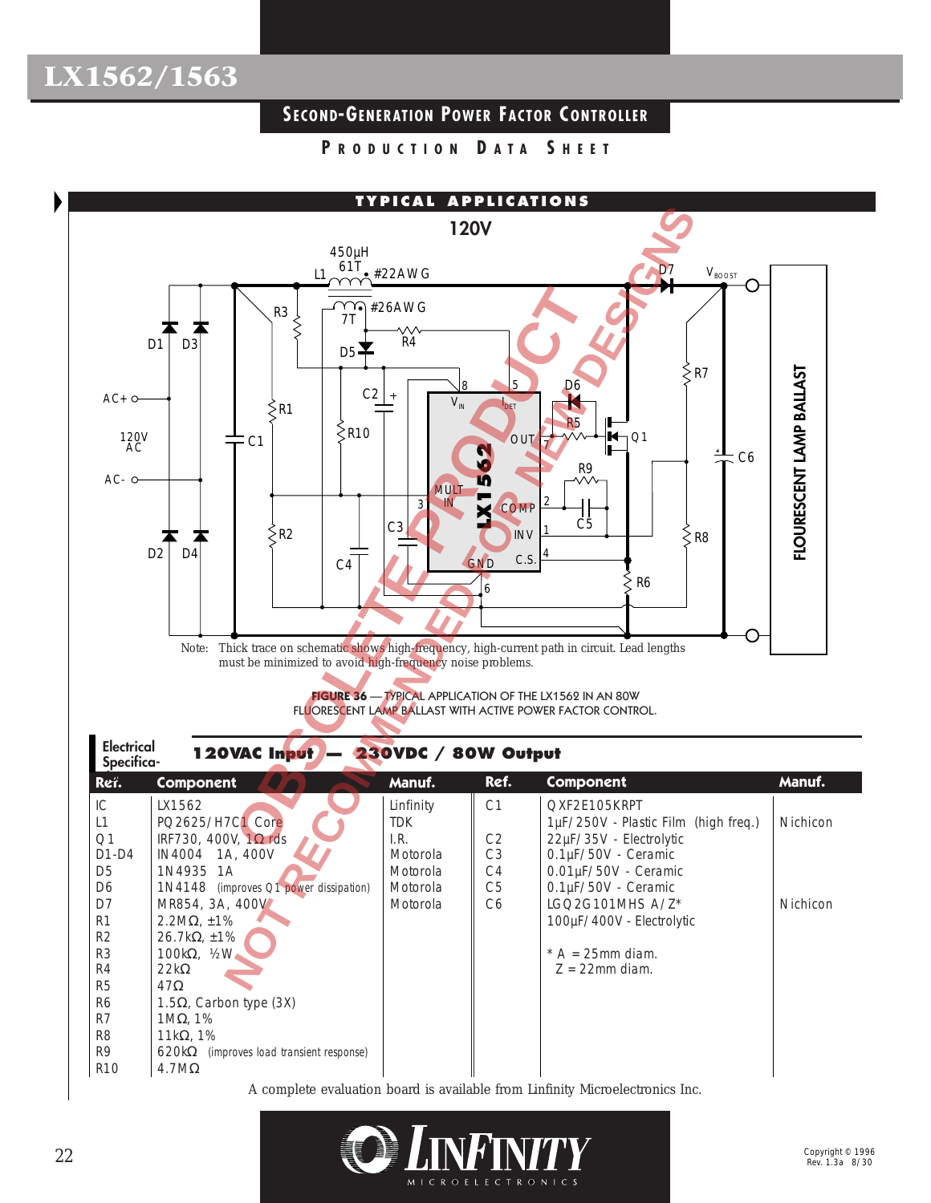## TYPICAL APPLICATIONS

### 120V

Note: Thick trace on schematic shows high-frequency, high-current path in circuit. Lead lengths must be minimized to avoid high-frequency noise problems.

**FIGURE 36** — TYPICAL APPLICATION OF THE LX1562 IN AN 80W FLUORESCENT LAMP BALLAST WITH ACTIVE POWER FACTOR CONTROL.

**Electrical Specifications: 120VAC Input — 230VDC / 80W Output**

| Ref. | Component | Manuf. | Ref. | Component | Manuf. |
|---|---|---|---|---|---|
| IC | LX1562 | Linfinity | C1 | QXF2E105KRPT | |
| L1 | PQ2625/H7C1 Core | TDK | | 1µF/250V - Plastic Film (high freq.) | Nichicon |
| Q1 | IRF730, 400V, 1Ω rds | I.R. | C2 | 22µF/35V - Electrolytic | |
| D1-D4 | IN4004 1A, 400V | Motorola | C3 | 0.1µF/50V - Ceramic | |
| D5 | 1N4935 1A | Motorola | C4 | 0.01µF/50V - Ceramic | |
| D6 | 1N4148 (improves Q1 power dissipation) | Motorola | C5 | 0.1µF/50V - Ceramic | |
| D7 | MR854, 3A, 400V | Motorola | C6 | LGQ2G101MHS A/Z* | Nichicon |
| R1 | 2.2MΩ, ±1% | | | 100µF/400V - Electrolytic | |
| R2 | 26.7kΩ, ±1% | | | | |
| R3 | 100kΩ, ½W | | | * A = 25mm diam. | |
| R4 | 22kΩ | | | Z = 22mm diam. | |
| R5 | 47Ω | | | | |
| R6 | 1.5Ω, Carbon type (3X) | | | | |
| R7 | 1MΩ, 1% | | | | |
| R8 | 11kΩ, 1% | | | | |
| R9 | 620kΩ (improves load transient response) | | | | |
| R10 | 4.7MΩ | | | | |

A complete evaluation board is available from Linfinity Microelectronics Inc.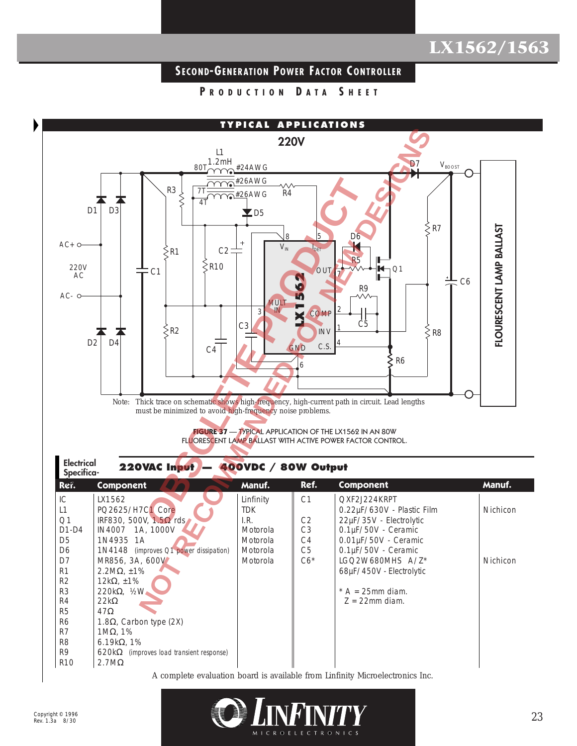# LX1562/1563

## Second-Generation Power Factor Controller

### Production Data Sheet

## TYPICAL APPLICATIONS

### 220V

Note: Thick trace on schematic shows high-frequency, high-current path in circuit. Lead lengths must be minimized to avoid high-frequency noise problems.

**FIGURE 37** — TYPICAL APPLICATION OF THE LX1562 IN AN 80W FLUORESCENT LAMP BALLAST WITH ACTIVE POWER FACTOR CONTROL.

**Electrical Specifications:** **220VAC Input — 400VDC / 80W Output**

| Ref. | Component | Manuf. | Ref. | Component | Manuf. |
|---|---|---|---|---|---|
| IC | LX1562 | Linfinity | C1 | QXF2J224KRPT | |
| L1 | PQ2625/H7C1 Core | TDK | | 0.22µF/630V - Plastic Film | Nichicon |
| Q1 | IRF830, 500V, 1.5Ω rds | I.R. | C2 | 22µF/35V - Electrolytic | |
| D1-D4 | IN4007 1A, 1000V | Motorola | C3 | 0.1µF/50V - Ceramic | |
| D5 | 1N4935 1A | Motorola | C4 | 0.01µF/50V - Ceramic | |
| D6 | 1N4148 (improves Q1 power dissipation) | Motorola | C5 | 0.1µF/50V - Ceramic | |
| D7 | MR856, 3A, 600V | Motorola | C6* | LGQ2W680MHS A/Z* | Nichicon |
| R1 | 2.2MΩ, ±1% | | | 68µF/450V - Electrolytic | |
| R2 | 12kΩ, ±1% | | | | |
| R3 | 220kΩ, ½W | | | * A = 25mm diam. | |
| R4 | 22kΩ | | | Z = 22mm diam. | |
| R5 | 47Ω | | | | |
| R6 | 1.8Ω, Carbon type (2X) | | | | |
| R7 | 1MΩ, 1% | | | | |
| R8 | 6.19kΩ, 1% | | | | |
| R9 | 620kΩ (improves load transient response) | | | | |
| R10 | 2.7MΩ | | | | |

A complete evaluation board is available from Linfinity Microelectronics Inc.

Copyright © 1996
Rev. 1.3a 8/30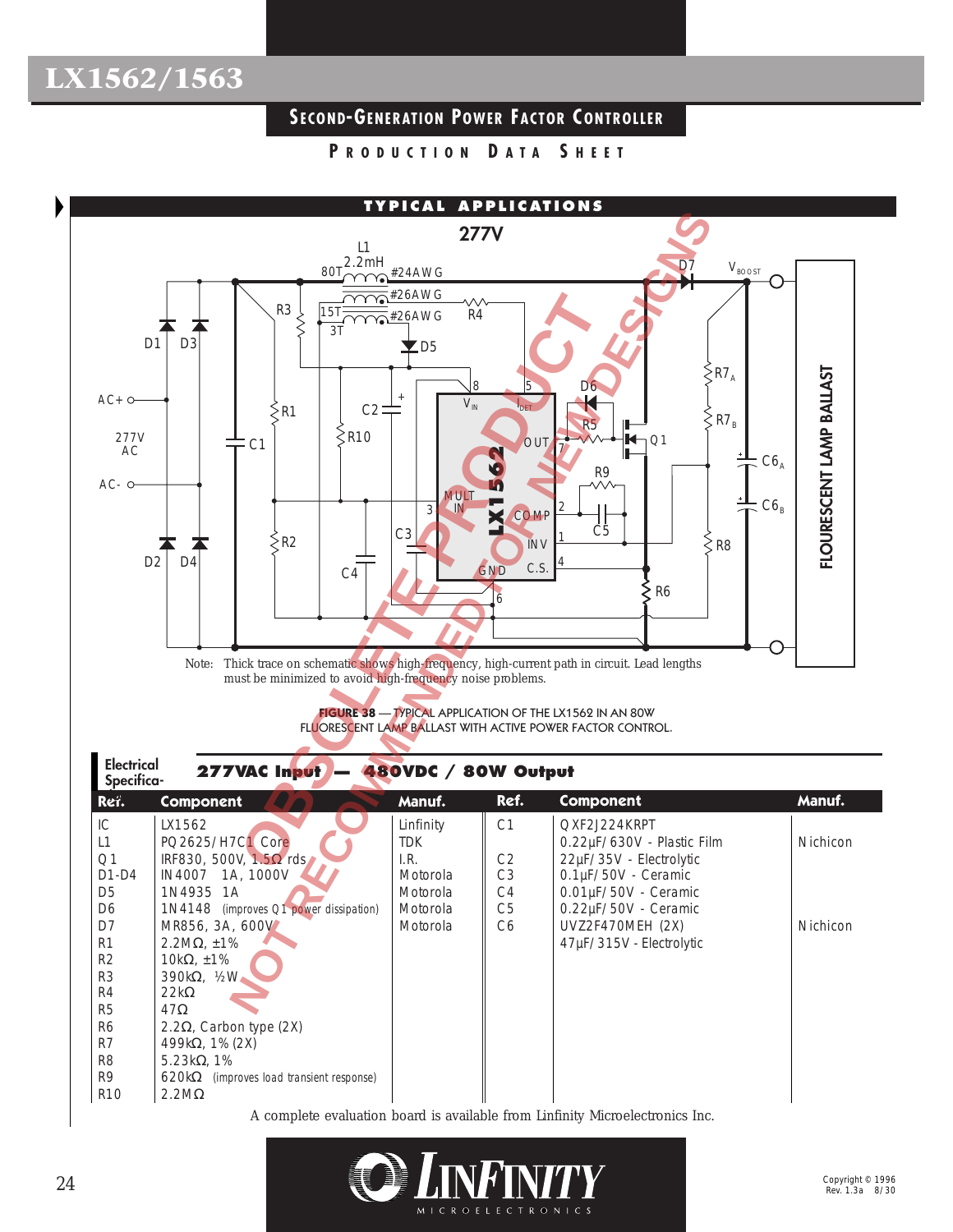## SECOND-GENERATION POWER FACTOR CONTROLLER

PRODUCTION DATA SHEET

### TYPICAL APPLICATIONS

**277V**

Note: Thick trace on schematic shows high-frequency, high-current path in circuit. Lead lengths must be minimized to avoid high-frequency noise problems.

**FIGURE 38** — TYPICAL APPLICATION OF THE LX1562 IN AN 80W FLUORESCENT LAMP BALLAST WITH ACTIVE POWER FACTOR CONTROL.

**Electrical Specifications: 277VAC Input — 480VDC / 80W Output**

| Ref. | Component | Manuf. | Ref. | Component | Manuf. |
|---|---|---|---|---|---|
| IC | LX1562 | Linfinity | C1 | QXF2J224KRPT | |
| L1 | PQ2625/H7C1 Core | TDK | | 0.22µF/630V - Plastic Film | Nichicon |
| Q1 | IRF830, 500V, 1.5Ω rds | I.R. | C2 | 22µF/35V - Electrolytic | |
| D1-D4 | IN4007 1A, 1000V | Motorola | C3 | 0.1µF/50V - Ceramic | |
| D5 | 1N4935 1A | Motorola | C4 | 0.01µF/50V - Ceramic | |
| D6 | 1N4148 (improves Q1 power dissipation) | Motorola | C5 | 0.22µF/50V - Ceramic | |
| D7 | MR856, 3A, 600V | Motorola | C6 | UVZ2F470MEH (2X) | Nichicon |
| R1 | 2.2MΩ, ±1% | | | 47µF/315V - Electrolytic | |
| R2 | 10kΩ, ±1% | | | | |
| R3 | 390kΩ, ½W | | | | |
| R4 | 22kΩ | | | | |
| R5 | 47Ω | | | | |
| R6 | 2.2Ω, Carbon type (2X) | | | | |
| R7 | 499kΩ, 1% (2X) | | | | |
| R8 | 5.23kΩ, 1% | | | | |
| R9 | 620kΩ (improves load transient response) | | | | |
| R10 | 2.2MΩ | | | | |

A complete evaluation board is available from Linfinity Microelectronics Inc.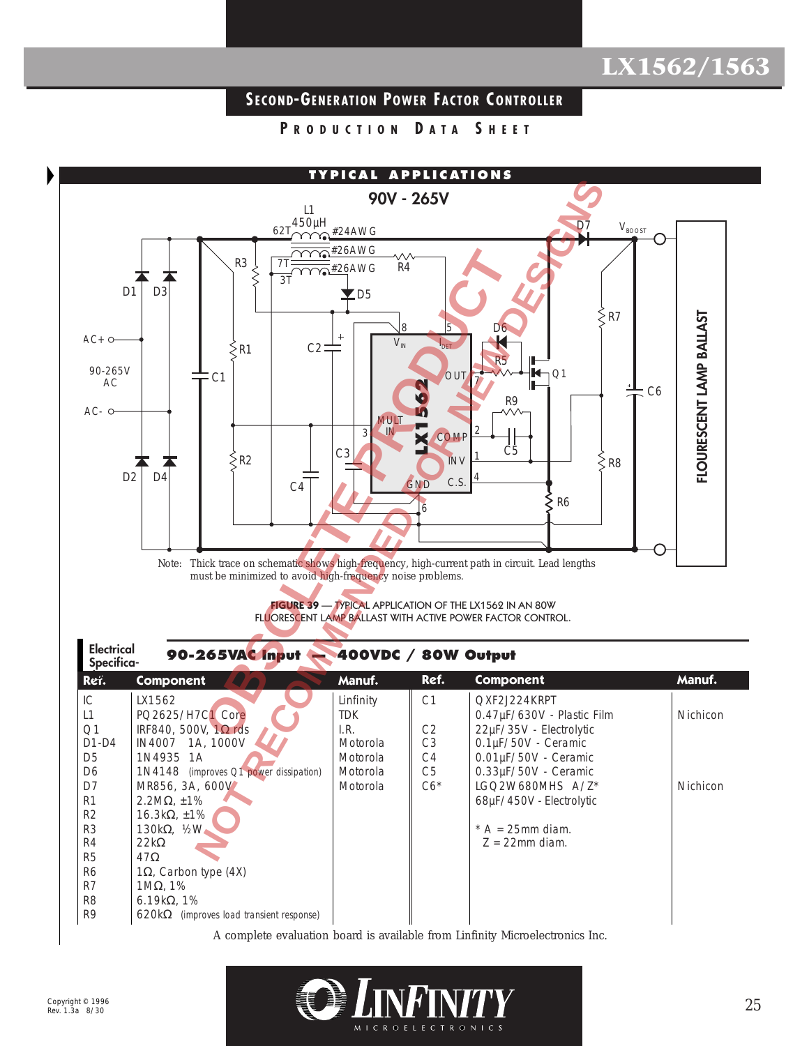## TYPICAL APPLICATIONS

90V - 265V

L1
450µH
62T #24AWG
#26AWG
7T #26AWG
3T
R3 R4
D5
D1 D3
AC+
R1
C2
8 5
$V_{IN}$ $I_{DET}$
D6
D7
$V_{BOOST}$
R7
R5
OUT 7
Q1
90-265V AC
C1
LX1562
R9
MULT IN 3
C5
COMP 2
C6
AC-
R2
C3
INV 1
R8
D2 D4
C4
GND C.S. 4
6
R6
FLOURESCENT LAMP BALLAST

Note: Thick trace on schematic shows high-frequency, high-current path in circuit. Lead lengths must be minimized to avoid high-frequency noise problems.

**FIGURE 39** — TYPICAL APPLICATION OF THE LX1562 IN AN 80W FLUORESCENT LAMP BALLAST WITH ACTIVE POWER FACTOR CONTROL.

OBSOLETE PRODUCT
NOT RECOMMENDED FOR NEW DESIGNS

**Electrical Specifications** — **90-265VAC Input — 400VDC / 80W Output**

| Ref. | Component | Manuf. | Ref. | Component | Manuf. |
|---|---|---|---|---|---|
| IC | LX1562 | Linfinity | C1 | QXF2J224KRPT | |
| L1 | PQ2625/H7C1 Core | TDK | | 0.47µF/630V - Plastic Film | Nichicon |
| Q1 | IRF840, 500V, 1Ω rds | I.R. | C2 | 22µF/35V - Electrolytic | |
| D1-D4 | IN4007 1A, 1000V | Motorola | C3 | 0.1µF/50V - Ceramic | |
| D5 | 1N4935 1A | Motorola | C4 | 0.01µF/50V - Ceramic | |
| D6 | 1N4148 (improves Q1 power dissipation) | Motorola | C5 | 0.33µF/50V - Ceramic | |
| D7 | MR856, 3A, 600V | Motorola | C6* | LGQ2W680MHS A/Z* | Nichicon |
| R1 | 2.2MΩ, ±1% | | | 68µF/450V - Electrolytic | |
| R2 | 16.3kΩ, ±1% | | | | |
| R3 | 130kΩ, ½W | | | * A = 25mm diam. | |
| R4 | 22kΩ | | | Z = 22mm diam. | |
| R5 | 47Ω | | | | |
| R6 | 1Ω, Carbon type (4X) | | | | |
| R7 | 1MΩ, 1% | | | | |
| R8 | 6.19kΩ, 1% | | | | |
| R9 | 620kΩ (improves load transient response) | | | | |

A complete evaluation board is available from Linfinity Microelectronics Inc.